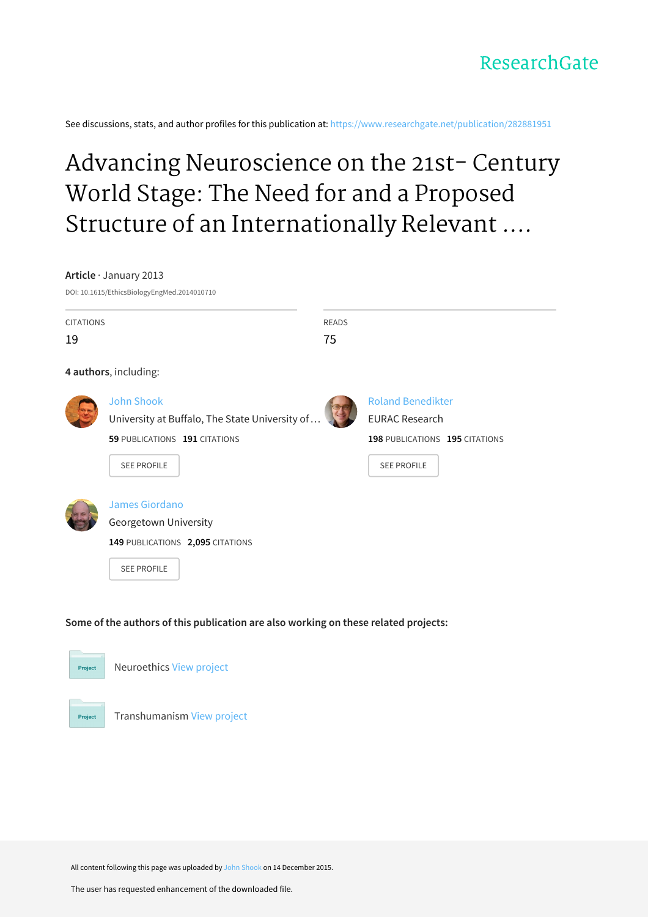ResearchGate

See discussions, stats, and author profiles for this publication at: https://www.researchgate.net/publication/282881951

# Advancing Neuroscience on the 21st- Century World Stage: The Need for and a Proposed Structure of an Internationally Relevant ....

**Article** · January 2013

DOI: 10.1615/EthicsBiologyEngMed.2014010710

| CITATIONS | READS |
| --- | --- |
| 19 | 75 |

**4 authors**, including:

John Shook
University at Buffalo, The State University of …
**59** PUBLICATIONS **191** CITATIONS

SEE PROFILE

Roland Benedikter
EURAC Research
**198** PUBLICATIONS **195** CITATIONS

SEE PROFILE

James Giordano
Georgetown University
**149** PUBLICATIONS **2,095** CITATIONS

SEE PROFILE

**Some of the authors of this publication are also working on these related projects:**

Project Neuroethics View project

Project Transhumanism View project

All content following this page was uploaded by John Shook on 14 December 2015.

The user has requested enhancement of the downloaded file.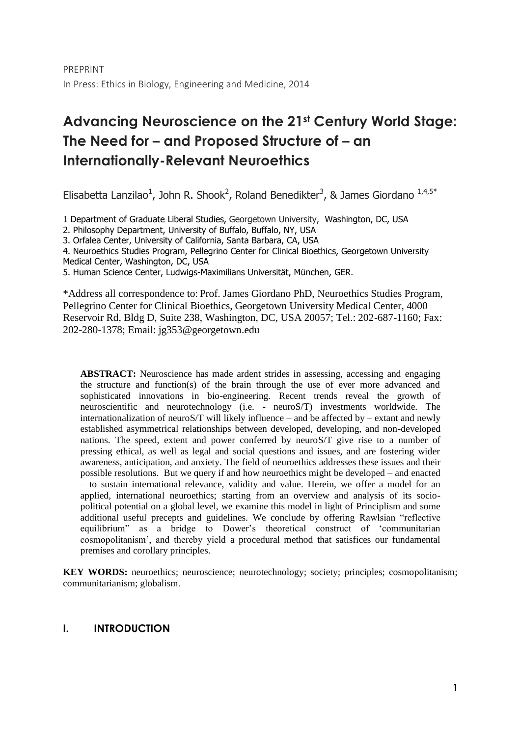PREPRINT

In Press: Ethics in Biology, Engineering and Medicine, 2014

# Advancing Neuroscience on the 21st Century World Stage: The Need for – and Proposed Structure of – an Internationally-Relevant Neuroethics

Elisabetta Lanzilao[1], John R. Shook[2], Roland Benedikter[3], & James Giordano [1,4,5*]

1 Department of Graduate Liberal Studies, Georgetown University, Washington, DC, USA

2. Philosophy Department, University of Buffalo, Buffalo, NY, USA

3. Orfalea Center, University of California, Santa Barbara, CA, USA

4. Neuroethics Studies Program, Pellegrino Center for Clinical Bioethics, Georgetown University Medical Center, Washington, DC, USA

5. Human Science Center, Ludwigs-Maximilians Universität, München, GER.

*Address all correspondence to: Prof. James Giordano PhD, Neuroethics Studies Program, Pellegrino Center for Clinical Bioethics, Georgetown University Medical Center, 4000 Reservoir Rd, Bldg D, Suite 238, Washington, DC, USA 20057; Tel.: 202-687-1160; Fax: 202-280-1378; Email: jg353@georgetown.edu

**ABSTRACT:** Neuroscience has made ardent strides in assessing, accessing and engaging the structure and function(s) of the brain through the use of ever more advanced and sophisticated innovations in bio-engineering. Recent trends reveal the growth of neuroscientific and neurotechnology (i.e. - neuroS/T) investments worldwide. The internationalization of neuroS/T will likely influence – and be affected by – extant and newly established asymmetrical relationships between developed, developing, and non-developed nations. The speed, extent and power conferred by neuroS/T give rise to a number of pressing ethical, as well as legal and social questions and issues, and are fostering wider awareness, anticipation, and anxiety. The field of neuroethics addresses these issues and their possible resolutions. But we query if and how neuroethics might be developed – and enacted – to sustain international relevance, validity and value. Herein, we offer a model for an applied, international neuroethics; starting from an overview and analysis of its socio-political potential on a global level, we examine this model in light of Principlism and some additional useful precepts and guidelines. We conclude by offering Rawlsian "reflective equilibrium" as a bridge to Dower's theoretical construct of 'communitarian cosmopolitanism', and thereby yield a procedural method that satisfices our fundamental premises and corollary principles.

**KEY WORDS:** neuroethics; neuroscience; neurotechnology; society; principles; cosmopolitanism; communitarianism; globalism.

## I. INTRODUCTION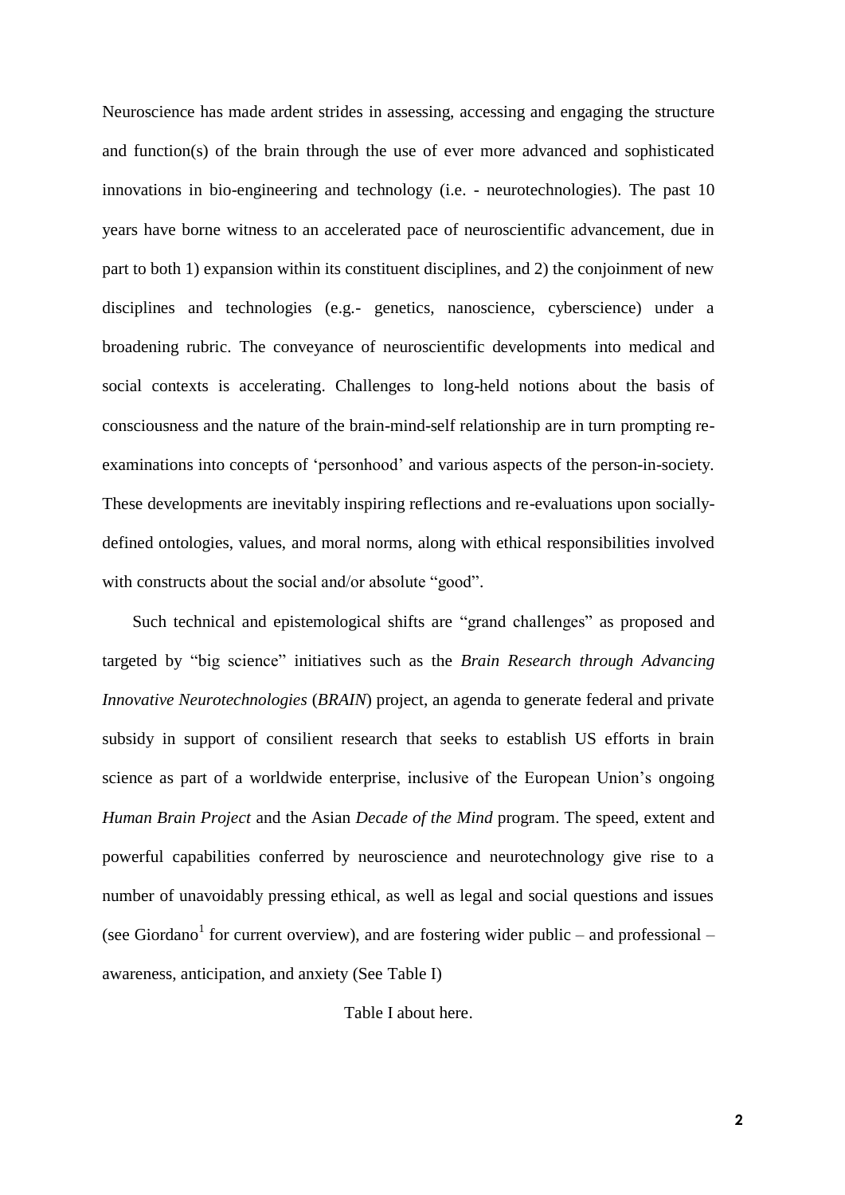Neuroscience has made ardent strides in assessing, accessing and engaging the structure and function(s) of the brain through the use of ever more advanced and sophisticated innovations in bio-engineering and technology (i.e. - neurotechnologies). The past 10 years have borne witness to an accelerated pace of neuroscientific advancement, due in part to both 1) expansion within its constituent disciplines, and 2) the conjoinment of new disciplines and technologies (e.g.- genetics, nanoscience, cyberscience) under a broadening rubric. The conveyance of neuroscientific developments into medical and social contexts is accelerating. Challenges to long-held notions about the basis of consciousness and the nature of the brain-mind-self relationship are in turn prompting re-examinations into concepts of 'personhood' and various aspects of the person-in-society. These developments are inevitably inspiring reflections and re-evaluations upon socially-defined ontologies, values, and moral norms, along with ethical responsibilities involved with constructs about the social and/or absolute "good".

Such technical and epistemological shifts are "grand challenges" as proposed and targeted by "big science" initiatives such as the *Brain Research through Advancing Innovative Neurotechnologies* (*BRAIN*) project, an agenda to generate federal and private subsidy in support of consilient research that seeks to establish US efforts in brain science as part of a worldwide enterprise, inclusive of the European Union's ongoing *Human Brain Project* and the Asian *Decade of the Mind* program. The speed, extent and powerful capabilities conferred by neuroscience and neurotechnology give rise to a number of unavoidably pressing ethical, as well as legal and social questions and issues (see Giordano[1] for current overview), and are fostering wider public – and professional – awareness, anticipation, and anxiety (See Table I)

Table I about here.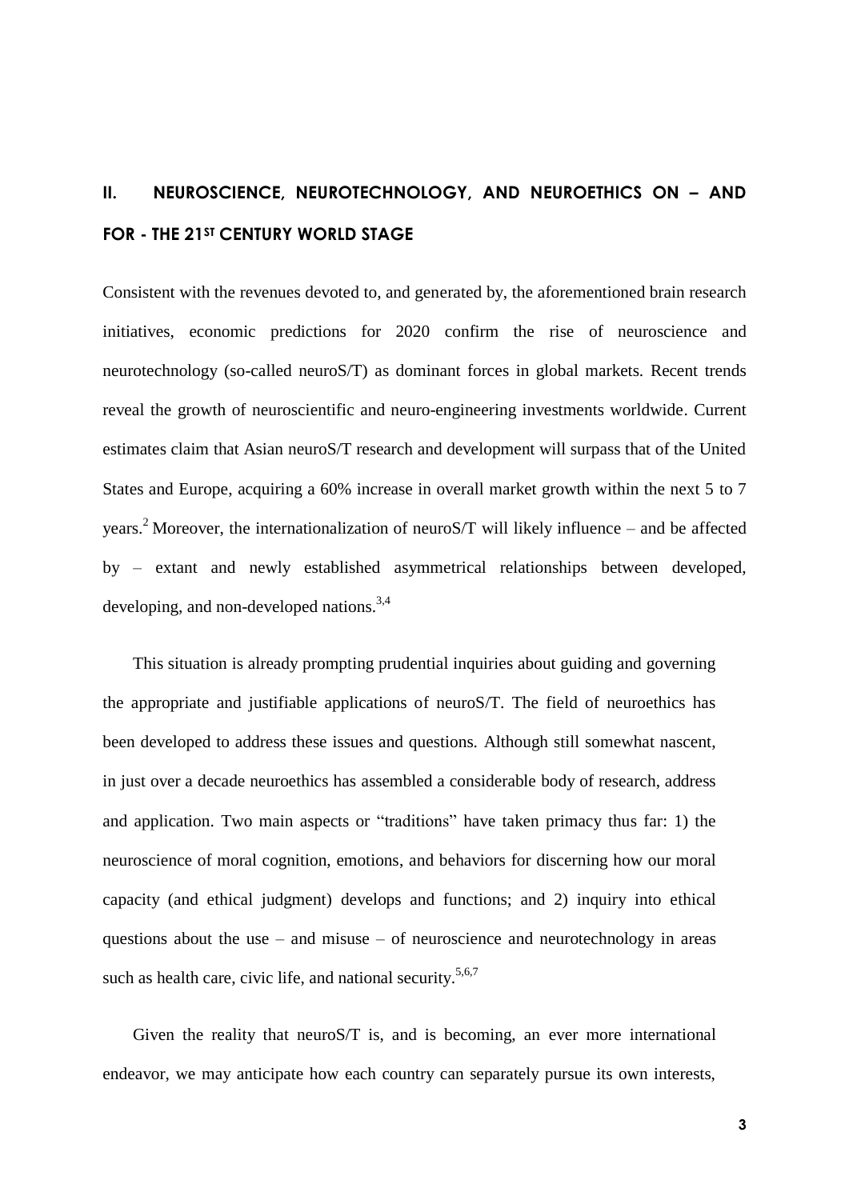## II. NEUROSCIENCE, NEUROTECHNOLOGY, AND NEUROETHICS ON – AND FOR - THE 21ST CENTURY WORLD STAGE

Consistent with the revenues devoted to, and generated by, the aforementioned brain research initiatives, economic predictions for 2020 confirm the rise of neuroscience and neurotechnology (so-called neuroS/T) as dominant forces in global markets. Recent trends reveal the growth of neuroscientific and neuro-engineering investments worldwide. Current estimates claim that Asian neuroS/T research and development will surpass that of the United States and Europe, acquiring a 60% increase in overall market growth within the next 5 to 7 years.[2] Moreover, the internationalization of neuroS/T will likely influence – and be affected by – extant and newly established asymmetrical relationships between developed, developing, and non-developed nations.[3,4]

This situation is already prompting prudential inquiries about guiding and governing the appropriate and justifiable applications of neuroS/T. The field of neuroethics has been developed to address these issues and questions. Although still somewhat nascent, in just over a decade neuroethics has assembled a considerable body of research, address and application. Two main aspects or "traditions" have taken primacy thus far: 1) the neuroscience of moral cognition, emotions, and behaviors for discerning how our moral capacity (and ethical judgment) develops and functions; and 2) inquiry into ethical questions about the use – and misuse – of neuroscience and neurotechnology in areas such as health care, civic life, and national security.[5,6,7]

Given the reality that neuroS/T is, and is becoming, an ever more international endeavor, we may anticipate how each country can separately pursue its own interests,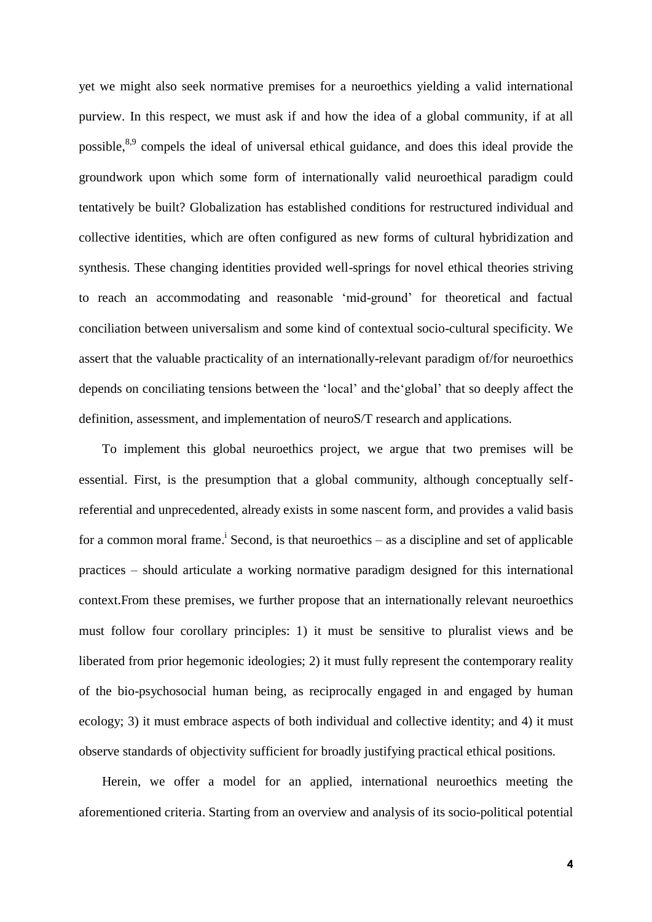yet we might also seek normative premises for a neuroethics yielding a valid international purview. In this respect, we must ask if and how the idea of a global community, if at all possible,[8,9] compels the ideal of universal ethical guidance, and does this ideal provide the groundwork upon which some form of internationally valid neuroethical paradigm could tentatively be built? Globalization has established conditions for restructured individual and collective identities, which are often configured as new forms of cultural hybridization and synthesis. These changing identities provided well-springs for novel ethical theories striving to reach an accommodating and reasonable 'mid-ground' for theoretical and factual conciliation between universalism and some kind of contextual socio-cultural specificity. We assert that the valuable practicality of an internationally-relevant paradigm of/for neuroethics depends on conciliating tensions between the 'local' and the'global' that so deeply affect the definition, assessment, and implementation of neuroS/T research and applications.

To implement this global neuroethics project, we argue that two premises will be essential. First, is the presumption that a global community, although conceptually self-referential and unprecedented, already exists in some nascent form, and provides a valid basis for a common moral frame.[i] Second, is that neuroethics – as a discipline and set of applicable practices – should articulate a working normative paradigm designed for this international context.From these premises, we further propose that an internationally relevant neuroethics must follow four corollary principles: 1) it must be sensitive to pluralist views and be liberated from prior hegemonic ideologies; 2) it must fully represent the contemporary reality of the bio-psychosocial human being, as reciprocally engaged in and engaged by human ecology; 3) it must embrace aspects of both individual and collective identity; and 4) it must observe standards of objectivity sufficient for broadly justifying practical ethical positions.

Herein, we offer a model for an applied, international neuroethics meeting the aforementioned criteria. Starting from an overview and analysis of its socio-political potential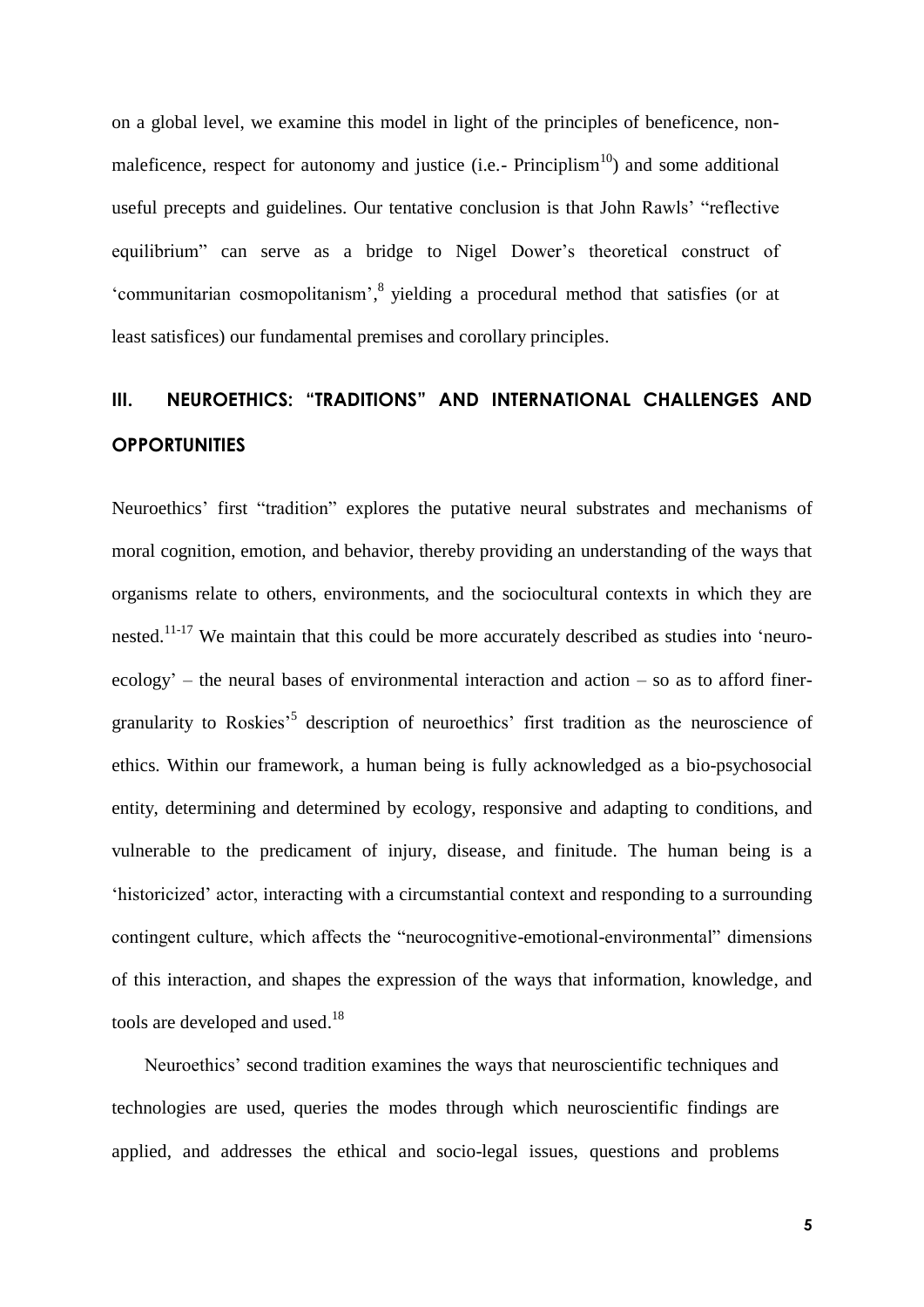on a global level, we examine this model in light of the principles of beneficence, non-maleficence, respect for autonomy and justice (i.e.- Principlism[10]) and some additional useful precepts and guidelines. Our tentative conclusion is that John Rawls' "reflective equilibrium" can serve as a bridge to Nigel Dower's theoretical construct of 'communitarian cosmopolitanism',[8] yielding a procedural method that satisfies (or at least satisfices) our fundamental premises and corollary principles.

## III. NEUROETHICS: "TRADITIONS" AND INTERNATIONAL CHALLENGES AND OPPORTUNITIES

Neuroethics' first "tradition" explores the putative neural substrates and mechanisms of moral cognition, emotion, and behavior, thereby providing an understanding of the ways that organisms relate to others, environments, and the sociocultural contexts in which they are nested.[11-17] We maintain that this could be more accurately described as studies into 'neuro-ecology' – the neural bases of environmental interaction and action – so as to afford finer-granularity to Roskies'[5] description of neuroethics' first tradition as the neuroscience of ethics. Within our framework, a human being is fully acknowledged as a bio-psychosocial entity, determining and determined by ecology, responsive and adapting to conditions, and vulnerable to the predicament of injury, disease, and finitude. The human being is a 'historicized' actor, interacting with a circumstantial context and responding to a surrounding contingent culture, which affects the "neurocognitive-emotional-environmental" dimensions of this interaction, and shapes the expression of the ways that information, knowledge, and tools are developed and used.[18]

Neuroethics' second tradition examines the ways that neuroscientific techniques and technologies are used, queries the modes through which neuroscientific findings are applied, and addresses the ethical and socio-legal issues, questions and problems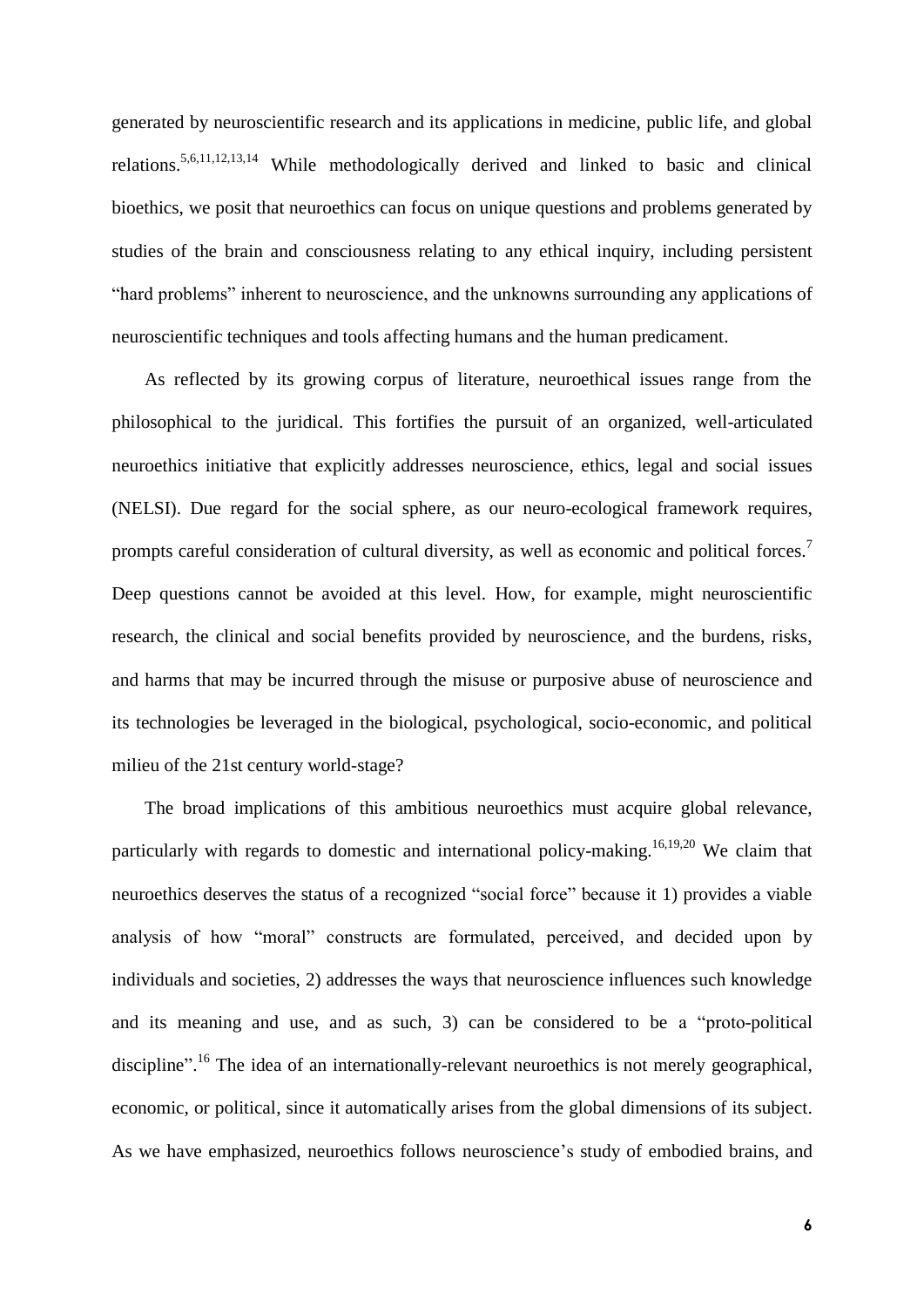generated by neuroscientific research and its applications in medicine, public life, and global relations.[5,6,11,12,13,14] While methodologically derived and linked to basic and clinical bioethics, we posit that neuroethics can focus on unique questions and problems generated by studies of the brain and consciousness relating to any ethical inquiry, including persistent "hard problems" inherent to neuroscience, and the unknowns surrounding any applications of neuroscientific techniques and tools affecting humans and the human predicament.

As reflected by its growing corpus of literature, neuroethical issues range from the philosophical to the juridical. This fortifies the pursuit of an organized, well-articulated neuroethics initiative that explicitly addresses neuroscience, ethics, legal and social issues (NELSI). Due regard for the social sphere, as our neuro-ecological framework requires, prompts careful consideration of cultural diversity, as well as economic and political forces.[7] Deep questions cannot be avoided at this level. How, for example, might neuroscientific research, the clinical and social benefits provided by neuroscience, and the burdens, risks, and harms that may be incurred through the misuse or purposive abuse of neuroscience and its technologies be leveraged in the biological, psychological, socio-economic, and political milieu of the 21st century world-stage?

The broad implications of this ambitious neuroethics must acquire global relevance, particularly with regards to domestic and international policy-making.[16,19,20] We claim that neuroethics deserves the status of a recognized "social force" because it 1) provides a viable analysis of how "moral" constructs are formulated, perceived, and decided upon by individuals and societies, 2) addresses the ways that neuroscience influences such knowledge and its meaning and use, and as such, 3) can be considered to be a "proto-political discipline".[16] The idea of an internationally-relevant neuroethics is not merely geographical, economic, or political, since it automatically arises from the global dimensions of its subject. As we have emphasized, neuroethics follows neuroscience's study of embodied brains, and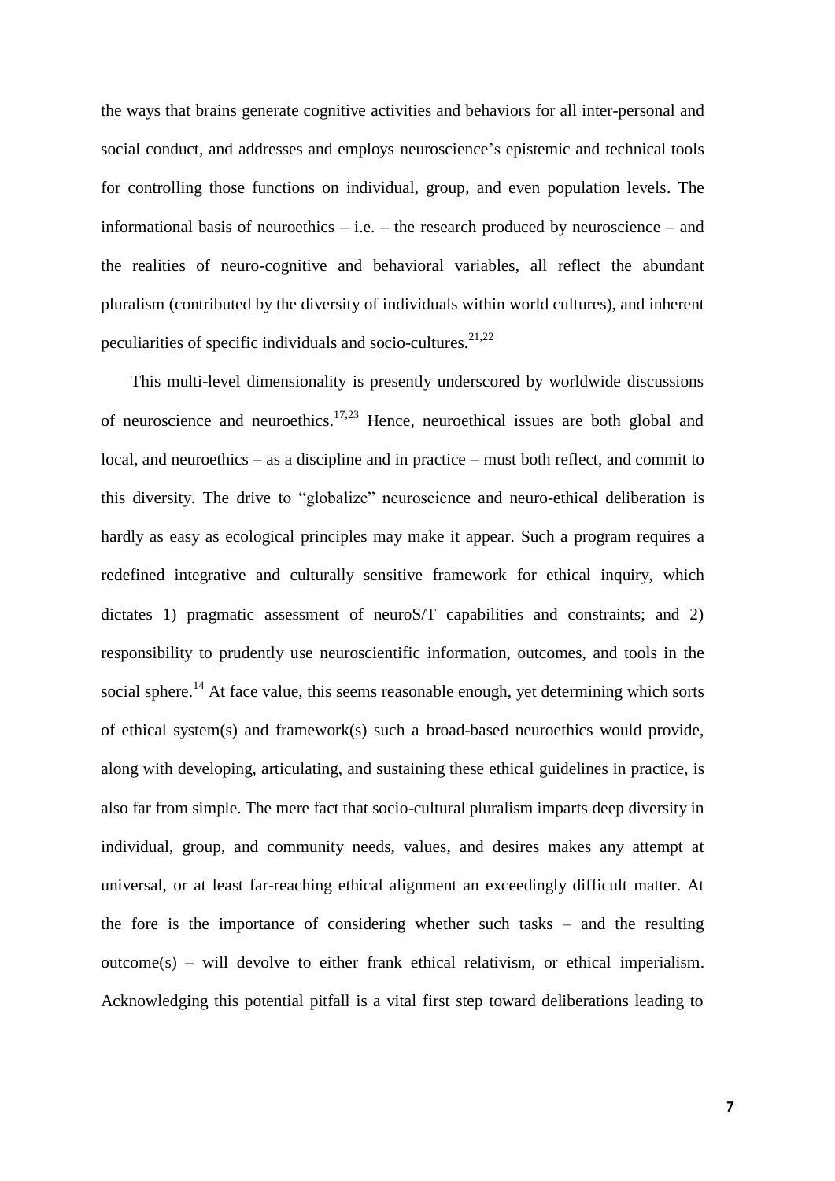the ways that brains generate cognitive activities and behaviors for all inter-personal and social conduct, and addresses and employs neuroscience's epistemic and technical tools for controlling those functions on individual, group, and even population levels. The informational basis of neuroethics – i.e. – the research produced by neuroscience – and the realities of neuro-cognitive and behavioral variables, all reflect the abundant pluralism (contributed by the diversity of individuals within world cultures), and inherent peculiarities of specific individuals and socio-cultures.[21,22]

This multi-level dimensionality is presently underscored by worldwide discussions of neuroscience and neuroethics.[17,23] Hence, neuroethical issues are both global and local, and neuroethics – as a discipline and in practice – must both reflect, and commit to this diversity. The drive to "globalize" neuroscience and neuro-ethical deliberation is hardly as easy as ecological principles may make it appear. Such a program requires a redefined integrative and culturally sensitive framework for ethical inquiry, which dictates 1) pragmatic assessment of neuroS/T capabilities and constraints; and 2) responsibility to prudently use neuroscientific information, outcomes, and tools in the social sphere.[14] At face value, this seems reasonable enough, yet determining which sorts of ethical system(s) and framework(s) such a broad-based neuroethics would provide, along with developing, articulating, and sustaining these ethical guidelines in practice, is also far from simple. The mere fact that socio-cultural pluralism imparts deep diversity in individual, group, and community needs, values, and desires makes any attempt at universal, or at least far-reaching ethical alignment an exceedingly difficult matter. At the fore is the importance of considering whether such tasks – and the resulting outcome(s) – will devolve to either frank ethical relativism, or ethical imperialism. Acknowledging this potential pitfall is a vital first step toward deliberations leading to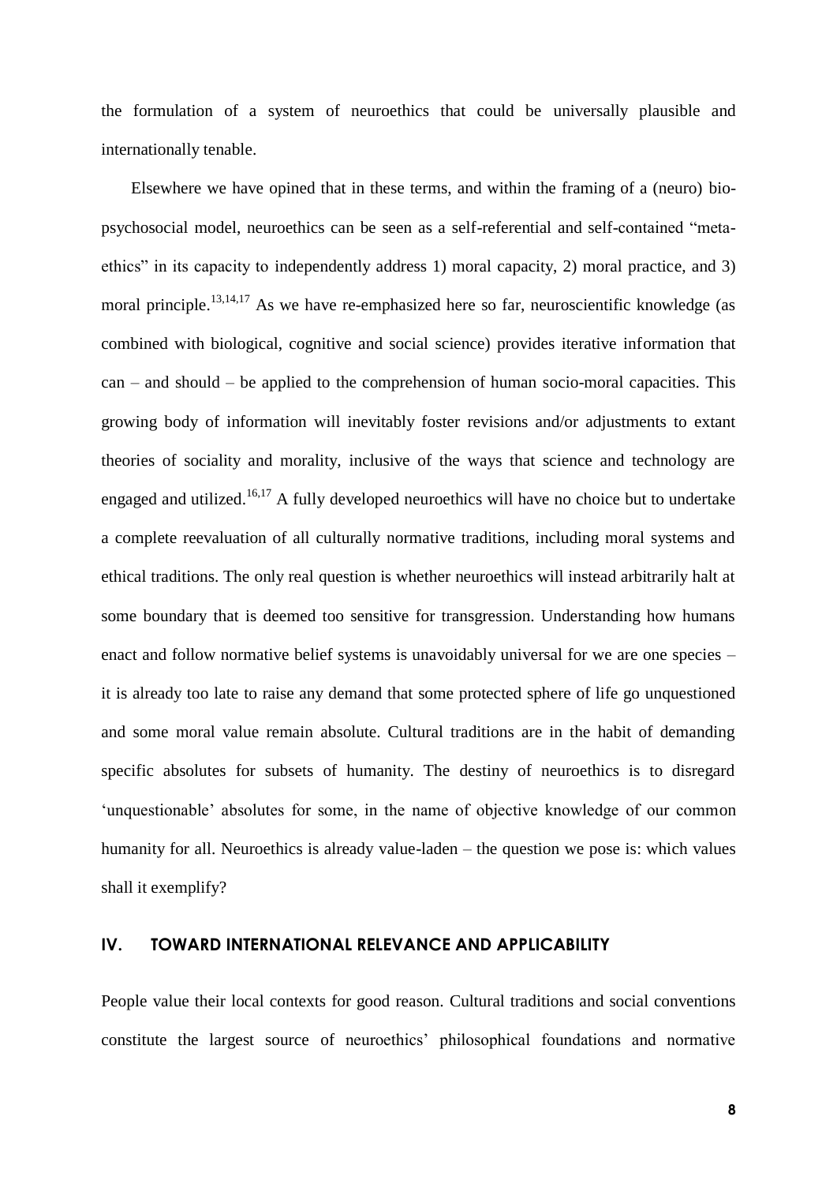the formulation of a system of neuroethics that could be universally plausible and internationally tenable.

Elsewhere we have opined that in these terms, and within the framing of a (neuro) bio-psychosocial model, neuroethics can be seen as a self-referential and self-contained "meta-ethics" in its capacity to independently address 1) moral capacity, 2) moral practice, and 3) moral principle.[13,14,17] As we have re-emphasized here so far, neuroscientific knowledge (as combined with biological, cognitive and social science) provides iterative information that can – and should – be applied to the comprehension of human socio-moral capacities. This growing body of information will inevitably foster revisions and/or adjustments to extant theories of sociality and morality, inclusive of the ways that science and technology are engaged and utilized.[16,17] A fully developed neuroethics will have no choice but to undertake a complete reevaluation of all culturally normative traditions, including moral systems and ethical traditions. The only real question is whether neuroethics will instead arbitrarily halt at some boundary that is deemed too sensitive for transgression. Understanding how humans enact and follow normative belief systems is unavoidably universal for we are one species – it is already too late to raise any demand that some protected sphere of life go unquestioned and some moral value remain absolute. Cultural traditions are in the habit of demanding specific absolutes for subsets of humanity. The destiny of neuroethics is to disregard 'unquestionable' absolutes for some, in the name of objective knowledge of our common humanity for all. Neuroethics is already value-laden – the question we pose is: which values shall it exemplify?

## IV. TOWARD INTERNATIONAL RELEVANCE AND APPLICABILITY

People value their local contexts for good reason. Cultural traditions and social conventions constitute the largest source of neuroethics' philosophical foundations and normative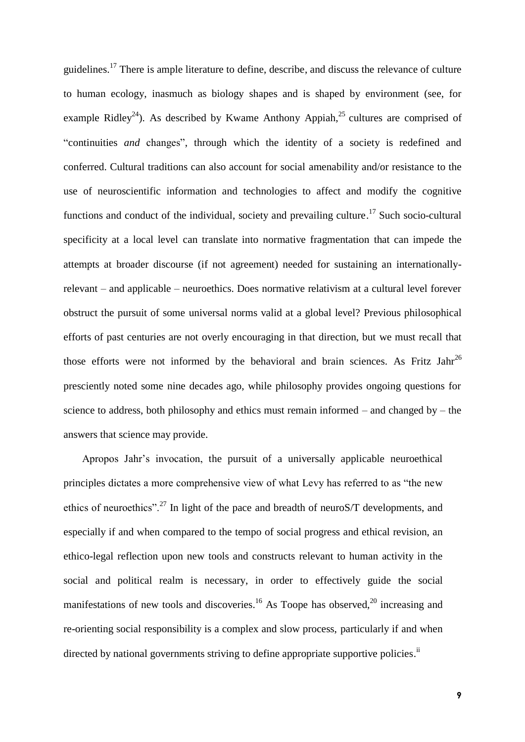guidelines.[17] There is ample literature to define, describe, and discuss the relevance of culture to human ecology, inasmuch as biology shapes and is shaped by environment (see, for example Ridley[24]). As described by Kwame Anthony Appiah,[25] cultures are comprised of "continuities *and* changes", through which the identity of a society is redefined and conferred. Cultural traditions can also account for social amenability and/or resistance to the use of neuroscientific information and technologies to affect and modify the cognitive functions and conduct of the individual, society and prevailing culture.[17] Such socio-cultural specificity at a local level can translate into normative fragmentation that can impede the attempts at broader discourse (if not agreement) needed for sustaining an internationally-relevant – and applicable – neuroethics. Does normative relativism at a cultural level forever obstruct the pursuit of some universal norms valid at a global level? Previous philosophical efforts of past centuries are not overly encouraging in that direction, but we must recall that those efforts were not informed by the behavioral and brain sciences. As Fritz Jahr[26] presciently noted some nine decades ago, while philosophy provides ongoing questions for science to address, both philosophy and ethics must remain informed – and changed by – the answers that science may provide.

Apropos Jahr's invocation, the pursuit of a universally applicable neuroethical principles dictates a more comprehensive view of what Levy has referred to as "the new ethics of neuroethics".[27] In light of the pace and breadth of neuroS/T developments, and especially if and when compared to the tempo of social progress and ethical revision, an ethico-legal reflection upon new tools and constructs relevant to human activity in the social and political realm is necessary, in order to effectively guide the social manifestations of new tools and discoveries.[16] As Toope has observed,[20] increasing and re-orienting social responsibility is a complex and slow process, particularly if and when directed by national governments striving to define appropriate supportive policies.[ii]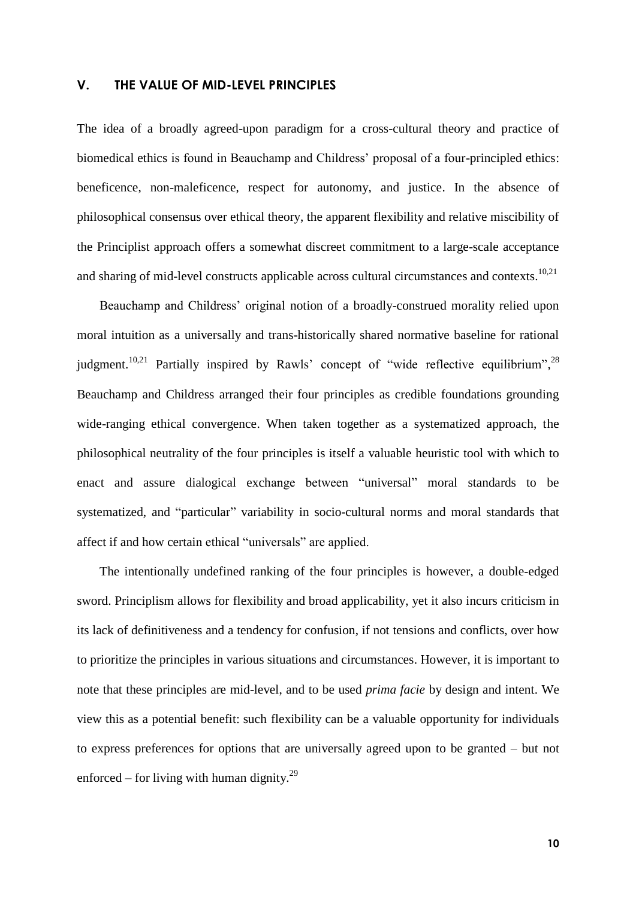## V. THE VALUE OF MID-LEVEL PRINCIPLES

The idea of a broadly agreed-upon paradigm for a cross-cultural theory and practice of biomedical ethics is found in Beauchamp and Childress' proposal of a four-principled ethics: beneficence, non-maleficence, respect for autonomy, and justice. In the absence of philosophical consensus over ethical theory, the apparent flexibility and relative miscibility of the Principlist approach offers a somewhat discreet commitment to a large-scale acceptance and sharing of mid-level constructs applicable across cultural circumstances and contexts.[10,21]

Beauchamp and Childress' original notion of a broadly-construed morality relied upon moral intuition as a universally and trans-historically shared normative baseline for rational judgment.[10,21] Partially inspired by Rawls' concept of "wide reflective equilibrium",[28] Beauchamp and Childress arranged their four principles as credible foundations grounding wide-ranging ethical convergence. When taken together as a systematized approach, the philosophical neutrality of the four principles is itself a valuable heuristic tool with which to enact and assure dialogical exchange between "universal" moral standards to be systematized, and "particular" variability in socio-cultural norms and moral standards that affect if and how certain ethical "universals" are applied.

The intentionally undefined ranking of the four principles is however, a double-edged sword. Principlism allows for flexibility and broad applicability, yet it also incurs criticism in its lack of definitiveness and a tendency for confusion, if not tensions and conflicts, over how to prioritize the principles in various situations and circumstances. However, it is important to note that these principles are mid-level, and to be used *prima facie* by design and intent. We view this as a potential benefit: such flexibility can be a valuable opportunity for individuals to express preferences for options that are universally agreed upon to be granted – but not enforced – for living with human dignity.[29]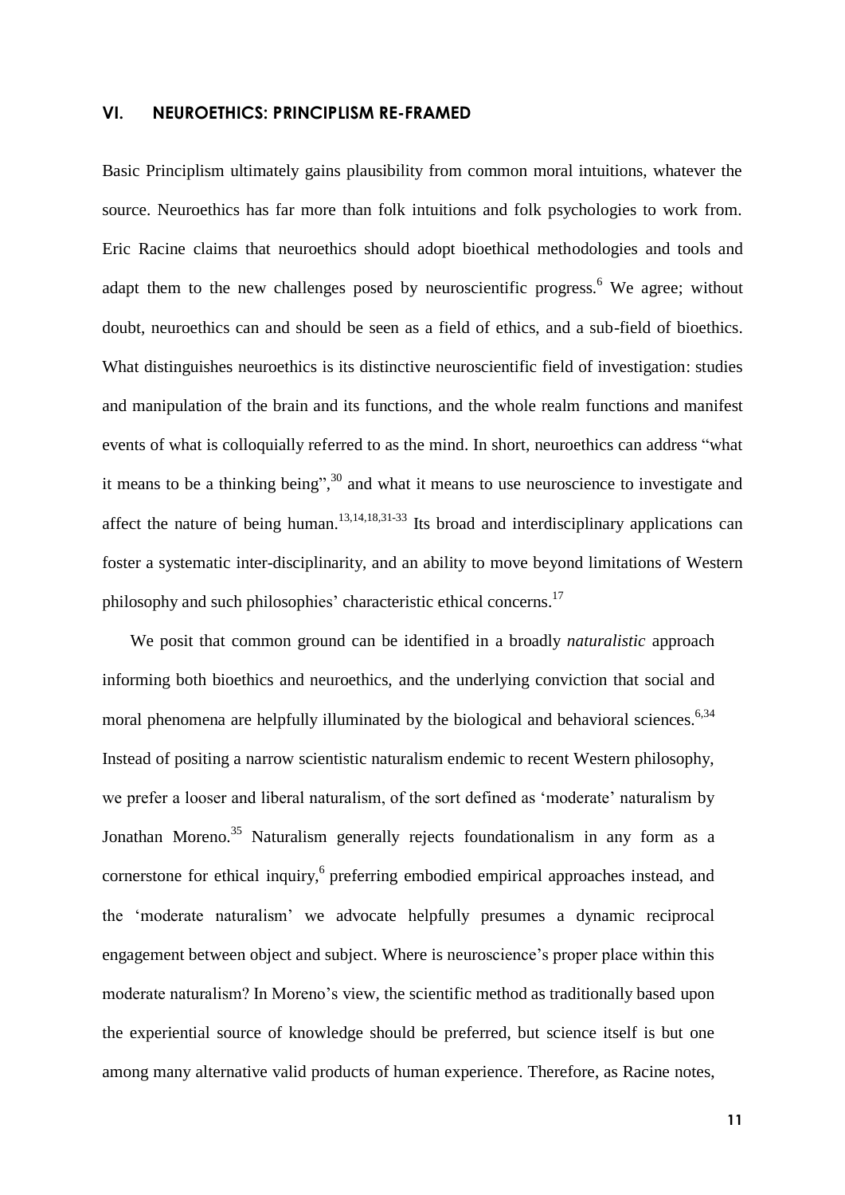## VI. NEUROETHICS: PRINCIPLISM RE-FRAMED

Basic Principlism ultimately gains plausibility from common moral intuitions, whatever the source. Neuroethics has far more than folk intuitions and folk psychologies to work from. Eric Racine claims that neuroethics should adopt bioethical methodologies and tools and adapt them to the new challenges posed by neuroscientific progress.[6] We agree; without doubt, neuroethics can and should be seen as a field of ethics, and a sub-field of bioethics. What distinguishes neuroethics is its distinctive neuroscientific field of investigation: studies and manipulation of the brain and its functions, and the whole realm functions and manifest events of what is colloquially referred to as the mind. In short, neuroethics can address "what it means to be a thinking being",[30] and what it means to use neuroscience to investigate and affect the nature of being human.[13,14,18,31-33] Its broad and interdisciplinary applications can foster a systematic inter-disciplinarity, and an ability to move beyond limitations of Western philosophy and such philosophies' characteristic ethical concerns.[17]

We posit that common ground can be identified in a broadly *naturalistic* approach informing both bioethics and neuroethics, and the underlying conviction that social and moral phenomena are helpfully illuminated by the biological and behavioral sciences.[6,34] Instead of positing a narrow scientistic naturalism endemic to recent Western philosophy, we prefer a looser and liberal naturalism, of the sort defined as 'moderate' naturalism by Jonathan Moreno.[35] Naturalism generally rejects foundationalism in any form as a cornerstone for ethical inquiry,[6] preferring embodied empirical approaches instead, and the 'moderate naturalism' we advocate helpfully presumes a dynamic reciprocal engagement between object and subject. Where is neuroscience's proper place within this moderate naturalism? In Moreno's view, the scientific method as traditionally based upon the experiential source of knowledge should be preferred, but science itself is but one among many alternative valid products of human experience. Therefore, as Racine notes,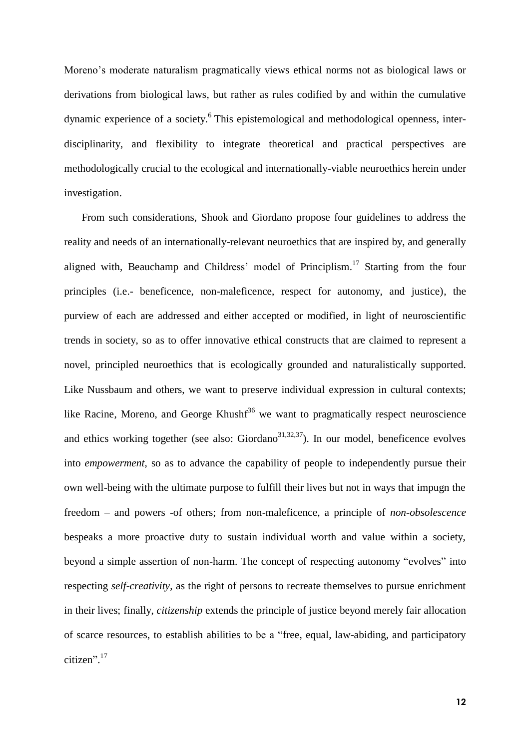Moreno's moderate naturalism pragmatically views ethical norms not as biological laws or derivations from biological laws, but rather as rules codified by and within the cumulative dynamic experience of a society.[6] This epistemological and methodological openness, inter-disciplinarity, and flexibility to integrate theoretical and practical perspectives are methodologically crucial to the ecological and internationally-viable neuroethics herein under investigation.

From such considerations, Shook and Giordano propose four guidelines to address the reality and needs of an internationally-relevant neuroethics that are inspired by, and generally aligned with, Beauchamp and Childress' model of Principlism.[17] Starting from the four principles (i.e.- beneficence, non-maleficence, respect for autonomy, and justice), the purview of each are addressed and either accepted or modified, in light of neuroscientific trends in society, so as to offer innovative ethical constructs that are claimed to represent a novel, principled neuroethics that is ecologically grounded and naturalistically supported. Like Nussbaum and others, we want to preserve individual expression in cultural contexts; like Racine, Moreno, and George Khushf[36] we want to pragmatically respect neuroscience and ethics working together (see also: Giordano[31,32,37]). In our model, beneficence evolves into *empowerment*, so as to advance the capability of people to independently pursue their own well-being with the ultimate purpose to fulfill their lives but not in ways that impugn the freedom – and powers -of others; from non-maleficence, a principle of *non-obsolescence* bespeaks a more proactive duty to sustain individual worth and value within a society, beyond a simple assertion of non-harm. The concept of respecting autonomy "evolves" into respecting *self-creativity*, as the right of persons to recreate themselves to pursue enrichment in their lives; finally, *citizenship* extends the principle of justice beyond merely fair allocation of scarce resources, to establish abilities to be a "free, equal, law-abiding, and participatory citizen".[17]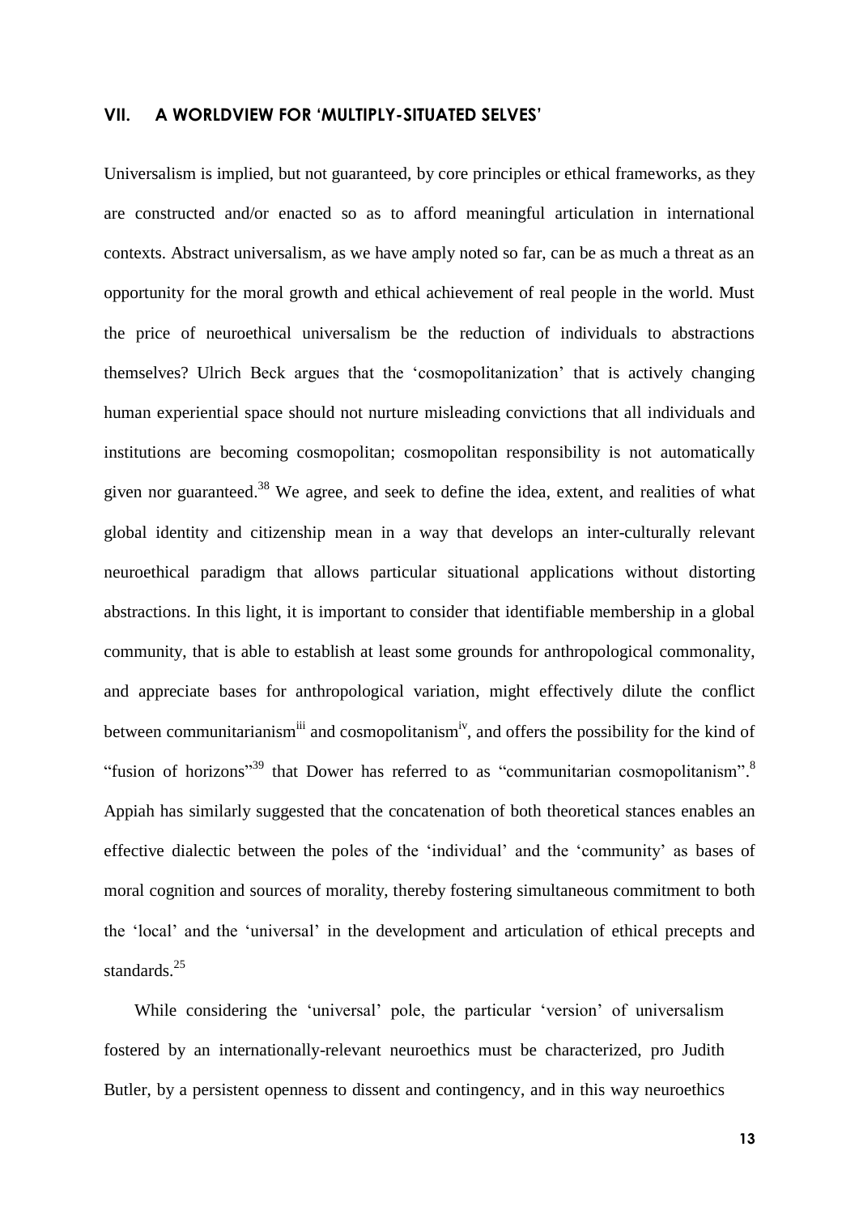## VII. A WORLDVIEW FOR 'MULTIPLY-SITUATED SELVES'

Universalism is implied, but not guaranteed, by core principles or ethical frameworks, as they are constructed and/or enacted so as to afford meaningful articulation in international contexts. Abstract universalism, as we have amply noted so far, can be as much a threat as an opportunity for the moral growth and ethical achievement of real people in the world. Must the price of neuroethical universalism be the reduction of individuals to abstractions themselves? Ulrich Beck argues that the 'cosmopolitanization' that is actively changing human experiential space should not nurture misleading convictions that all individuals and institutions are becoming cosmopolitan; cosmopolitan responsibility is not automatically given nor guaranteed.[38] We agree, and seek to define the idea, extent, and realities of what global identity and citizenship mean in a way that develops an inter-culturally relevant neuroethical paradigm that allows particular situational applications without distorting abstractions. In this light, it is important to consider that identifiable membership in a global community, that is able to establish at least some grounds for anthropological commonality, and appreciate bases for anthropological variation, might effectively dilute the conflict between communitarianism[iii] and cosmopolitanism[iv], and offers the possibility for the kind of "fusion of horizons"[39] that Dower has referred to as "communitarian cosmopolitanism".[8] Appiah has similarly suggested that the concatenation of both theoretical stances enables an effective dialectic between the poles of the 'individual' and the 'community' as bases of moral cognition and sources of morality, thereby fostering simultaneous commitment to both the 'local' and the 'universal' in the development and articulation of ethical precepts and standards.[25]

While considering the 'universal' pole, the particular 'version' of universalism fostered by an internationally-relevant neuroethics must be characterized, pro Judith Butler, by a persistent openness to dissent and contingency, and in this way neuroethics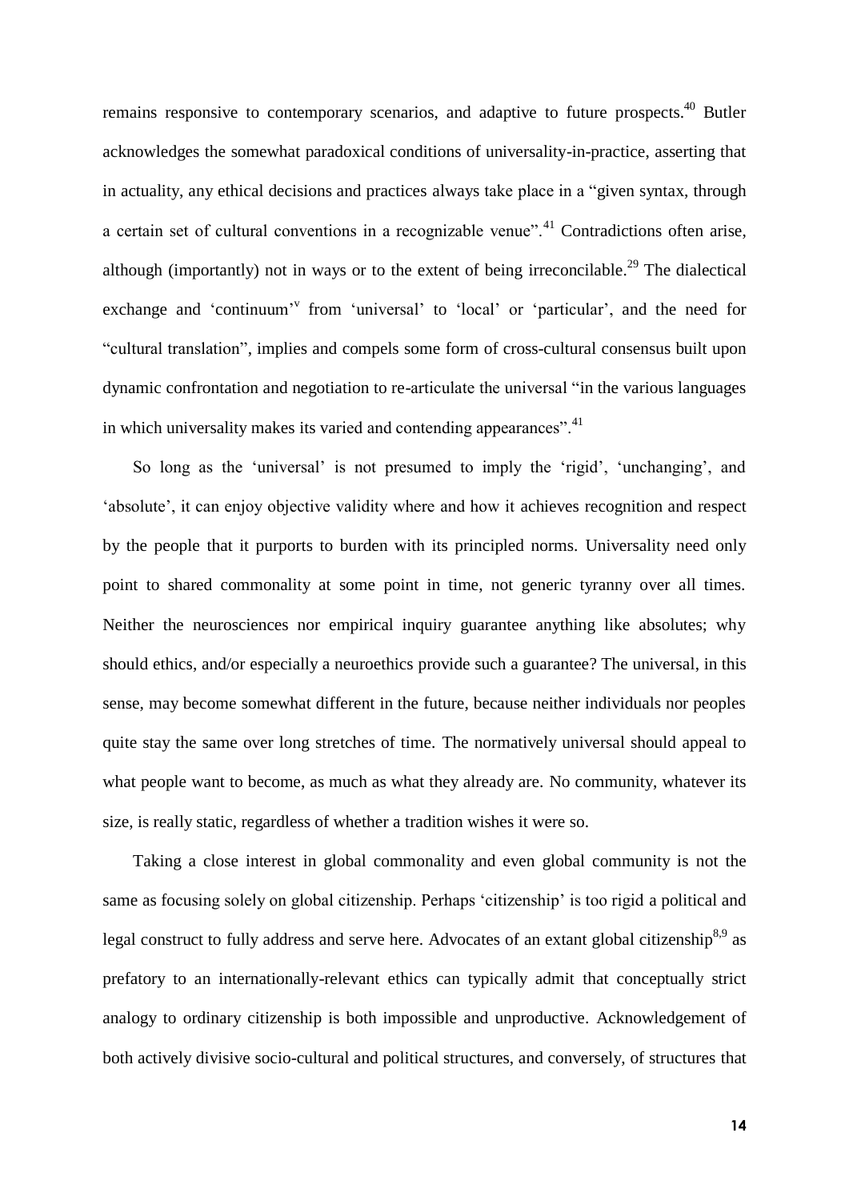remains responsive to contemporary scenarios, and adaptive to future prospects.[40] Butler acknowledges the somewhat paradoxical conditions of universality-in-practice, asserting that in actuality, any ethical decisions and practices always take place in a "given syntax, through a certain set of cultural conventions in a recognizable venue".[41] Contradictions often arise, although (importantly) not in ways or to the extent of being irreconcilable.[29] The dialectical exchange and 'continuum'[v] from 'universal' to 'local' or 'particular', and the need for "cultural translation", implies and compels some form of cross-cultural consensus built upon dynamic confrontation and negotiation to re-articulate the universal "in the various languages in which universality makes its varied and contending appearances".[41]

So long as the 'universal' is not presumed to imply the 'rigid', 'unchanging', and 'absolute', it can enjoy objective validity where and how it achieves recognition and respect by the people that it purports to burden with its principled norms. Universality need only point to shared commonality at some point in time, not generic tyranny over all times. Neither the neurosciences nor empirical inquiry guarantee anything like absolutes; why should ethics, and/or especially a neuroethics provide such a guarantee? The universal, in this sense, may become somewhat different in the future, because neither individuals nor peoples quite stay the same over long stretches of time. The normatively universal should appeal to what people want to become, as much as what they already are. No community, whatever its size, is really static, regardless of whether a tradition wishes it were so.

Taking a close interest in global commonality and even global community is not the same as focusing solely on global citizenship. Perhaps 'citizenship' is too rigid a political and legal construct to fully address and serve here. Advocates of an extant global citizenship[8,9] as prefatory to an internationally-relevant ethics can typically admit that conceptually strict analogy to ordinary citizenship is both impossible and unproductive. Acknowledgement of both actively divisive socio-cultural and political structures, and conversely, of structures that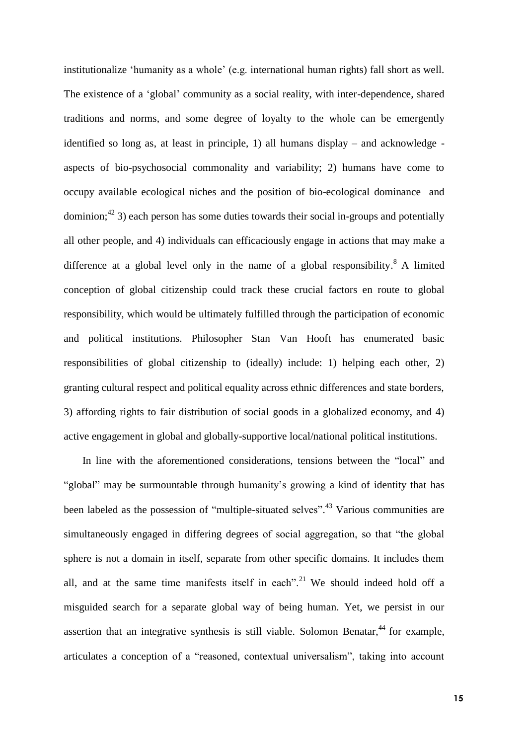institutionalize 'humanity as a whole' (e.g. international human rights) fall short as well. The existence of a 'global' community as a social reality, with inter-dependence, shared traditions and norms, and some degree of loyalty to the whole can be emergently identified so long as, at least in principle, 1) all humans display – and acknowledge - aspects of bio-psychosocial commonality and variability; 2) humans have come to occupy available ecological niches and the position of bio-ecological dominance and dominion;[42] 3) each person has some duties towards their social in-groups and potentially all other people, and 4) individuals can efficaciously engage in actions that may make a difference at a global level only in the name of a global responsibility.[8] A limited conception of global citizenship could track these crucial factors en route to global responsibility, which would be ultimately fulfilled through the participation of economic and political institutions. Philosopher Stan Van Hooft has enumerated basic responsibilities of global citizenship to (ideally) include: 1) helping each other, 2) granting cultural respect and political equality across ethnic differences and state borders, 3) affording rights to fair distribution of social goods in a globalized economy, and 4) active engagement in global and globally-supportive local/national political institutions.

In line with the aforementioned considerations, tensions between the "local" and "global" may be surmountable through humanity's growing a kind of identity that has been labeled as the possession of "multiple-situated selves".[43] Various communities are simultaneously engaged in differing degrees of social aggregation, so that "the global sphere is not a domain in itself, separate from other specific domains. It includes them all, and at the same time manifests itself in each".[21] We should indeed hold off a misguided search for a separate global way of being human. Yet, we persist in our assertion that an integrative synthesis is still viable. Solomon Benatar,[44] for example, articulates a conception of a "reasoned, contextual universalism", taking into account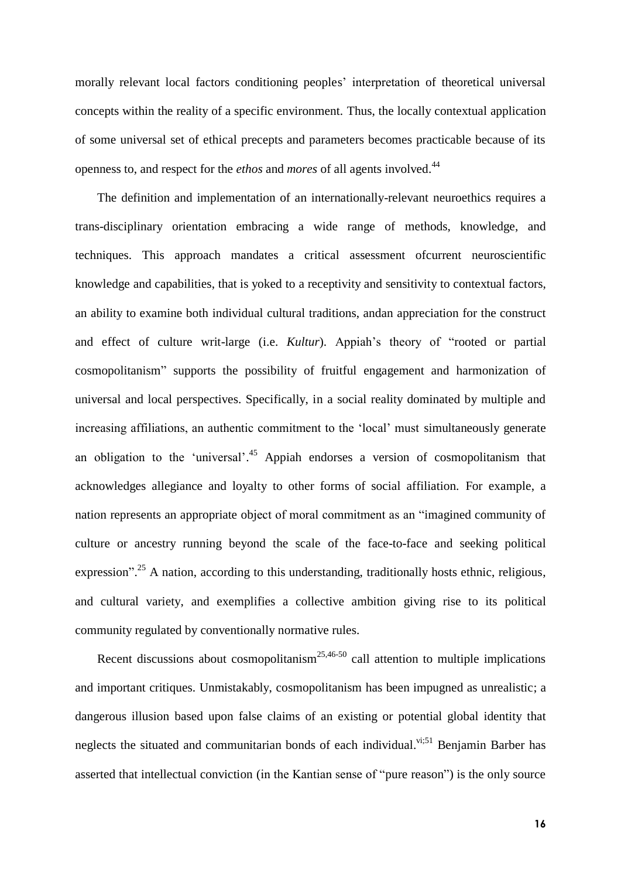morally relevant local factors conditioning peoples' interpretation of theoretical universal concepts within the reality of a specific environment. Thus, the locally contextual application of some universal set of ethical precepts and parameters becomes practicable because of its openness to, and respect for the *ethos* and *mores* of all agents involved.[44]

The definition and implementation of an internationally-relevant neuroethics requires a trans-disciplinary orientation embracing a wide range of methods, knowledge, and techniques. This approach mandates a critical assessment ofcurrent neuroscientific knowledge and capabilities, that is yoked to a receptivity and sensitivity to contextual factors, an ability to examine both individual cultural traditions, andan appreciation for the construct and effect of culture writ-large (i.e. *Kultur*). Appiah's theory of "rooted or partial cosmopolitanism" supports the possibility of fruitful engagement and harmonization of universal and local perspectives. Specifically, in a social reality dominated by multiple and increasing affiliations, an authentic commitment to the 'local' must simultaneously generate an obligation to the 'universal'.[45] Appiah endorses a version of cosmopolitanism that acknowledges allegiance and loyalty to other forms of social affiliation. For example, a nation represents an appropriate object of moral commitment as an "imagined community of culture or ancestry running beyond the scale of the face-to-face and seeking political expression".[25] A nation, according to this understanding, traditionally hosts ethnic, religious, and cultural variety, and exemplifies a collective ambition giving rise to its political community regulated by conventionally normative rules.

Recent discussions about cosmopolitanism[25,46-50] call attention to multiple implications and important critiques. Unmistakably, cosmopolitanism has been impugned as unrealistic; a dangerous illusion based upon false claims of an existing or potential global identity that neglects the situated and communitarian bonds of each individual.[vi;51] Benjamin Barber has asserted that intellectual conviction (in the Kantian sense of "pure reason") is the only source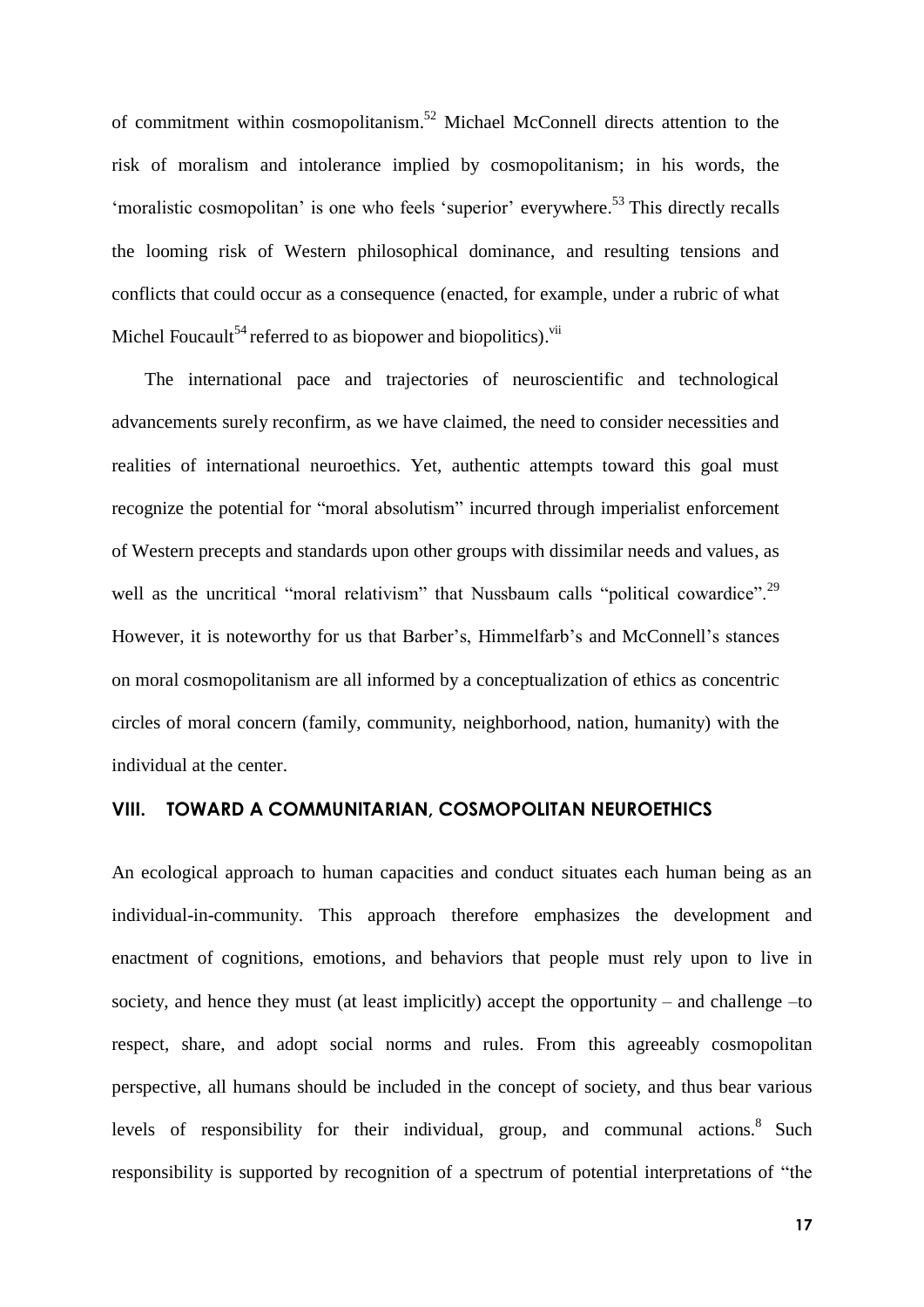of commitment within cosmopolitanism.[52] Michael McConnell directs attention to the risk of moralism and intolerance implied by cosmopolitanism; in his words, the 'moralistic cosmopolitan' is one who feels 'superior' everywhere.[53] This directly recalls the looming risk of Western philosophical dominance, and resulting tensions and conflicts that could occur as a consequence (enacted, for example, under a rubric of what Michel Foucault[54] referred to as biopower and biopolitics).[vii]

The international pace and trajectories of neuroscientific and technological advancements surely reconfirm, as we have claimed, the need to consider necessities and realities of international neuroethics. Yet, authentic attempts toward this goal must recognize the potential for "moral absolutism" incurred through imperialist enforcement of Western precepts and standards upon other groups with dissimilar needs and values, as well as the uncritical "moral relativism" that Nussbaum calls "political cowardice".[29] However, it is noteworthy for us that Barber's, Himmelfarb's and McConnell's stances on moral cosmopolitanism are all informed by a conceptualization of ethics as concentric circles of moral concern (family, community, neighborhood, nation, humanity) with the individual at the center.

## VIII. TOWARD A COMMUNITARIAN, COSMOPOLITAN NEUROETHICS

An ecological approach to human capacities and conduct situates each human being as an individual-in-community. This approach therefore emphasizes the development and enactment of cognitions, emotions, and behaviors that people must rely upon to live in society, and hence they must (at least implicitly) accept the opportunity – and challenge –to respect, share, and adopt social norms and rules. From this agreeably cosmopolitan perspective, all humans should be included in the concept of society, and thus bear various levels of responsibility for their individual, group, and communal actions.[8] Such responsibility is supported by recognition of a spectrum of potential interpretations of "the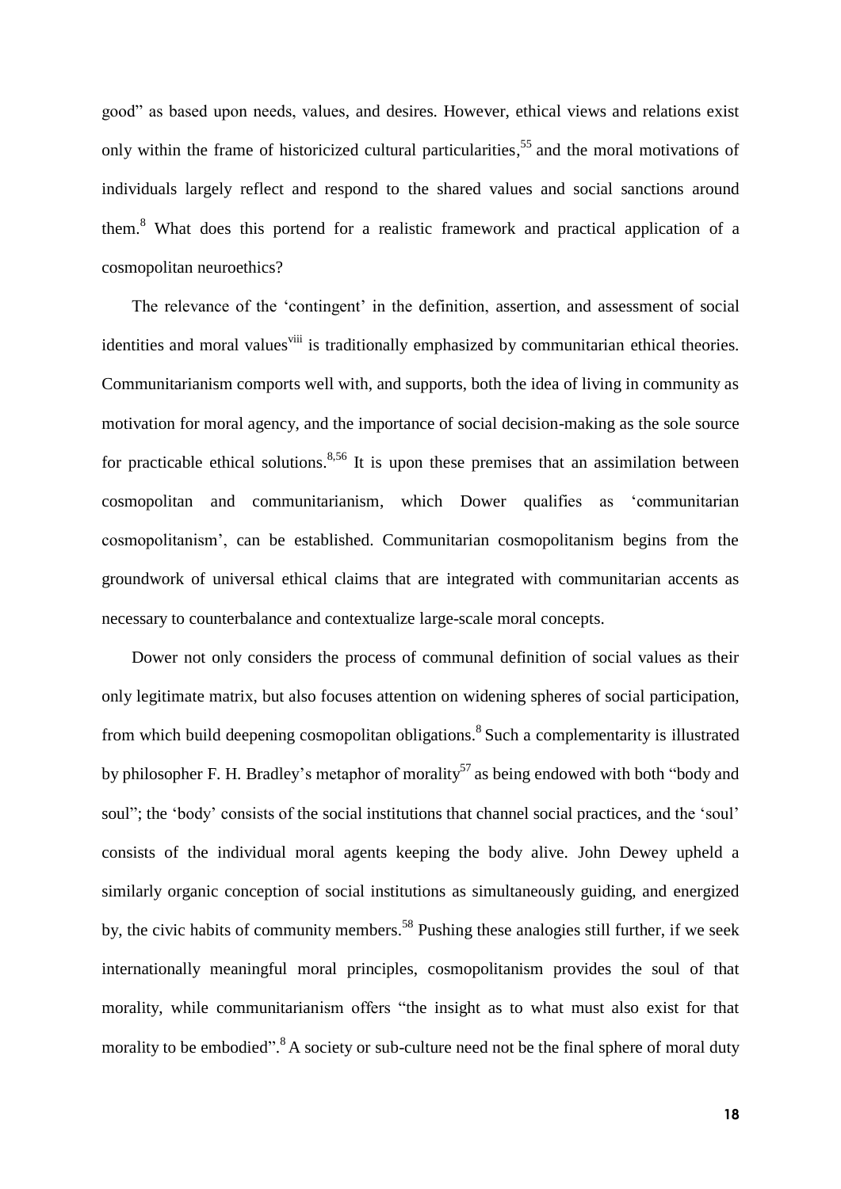good" as based upon needs, values, and desires. However, ethical views and relations exist only within the frame of historicized cultural particularities,[55] and the moral motivations of individuals largely reflect and respond to the shared values and social sanctions around them.[8] What does this portend for a realistic framework and practical application of a cosmopolitan neuroethics?

The relevance of the 'contingent' in the definition, assertion, and assessment of social identities and moral values[viii] is traditionally emphasized by communitarian ethical theories. Communitarianism comports well with, and supports, both the idea of living in community as motivation for moral agency, and the importance of social decision-making as the sole source for practicable ethical solutions.[8,56] It is upon these premises that an assimilation between cosmopolitan and communitarianism, which Dower qualifies as 'communitarian cosmopolitanism', can be established. Communitarian cosmopolitanism begins from the groundwork of universal ethical claims that are integrated with communitarian accents as necessary to counterbalance and contextualize large-scale moral concepts.

Dower not only considers the process of communal definition of social values as their only legitimate matrix, but also focuses attention on widening spheres of social participation, from which build deepening cosmopolitan obligations.[8] Such a complementarity is illustrated by philosopher F. H. Bradley's metaphor of morality[57] as being endowed with both "body and soul"; the 'body' consists of the social institutions that channel social practices, and the 'soul' consists of the individual moral agents keeping the body alive. John Dewey upheld a similarly organic conception of social institutions as simultaneously guiding, and energized by, the civic habits of community members.[58] Pushing these analogies still further, if we seek internationally meaningful moral principles, cosmopolitanism provides the soul of that morality, while communitarianism offers "the insight as to what must also exist for that morality to be embodied".[8] A society or sub-culture need not be the final sphere of moral duty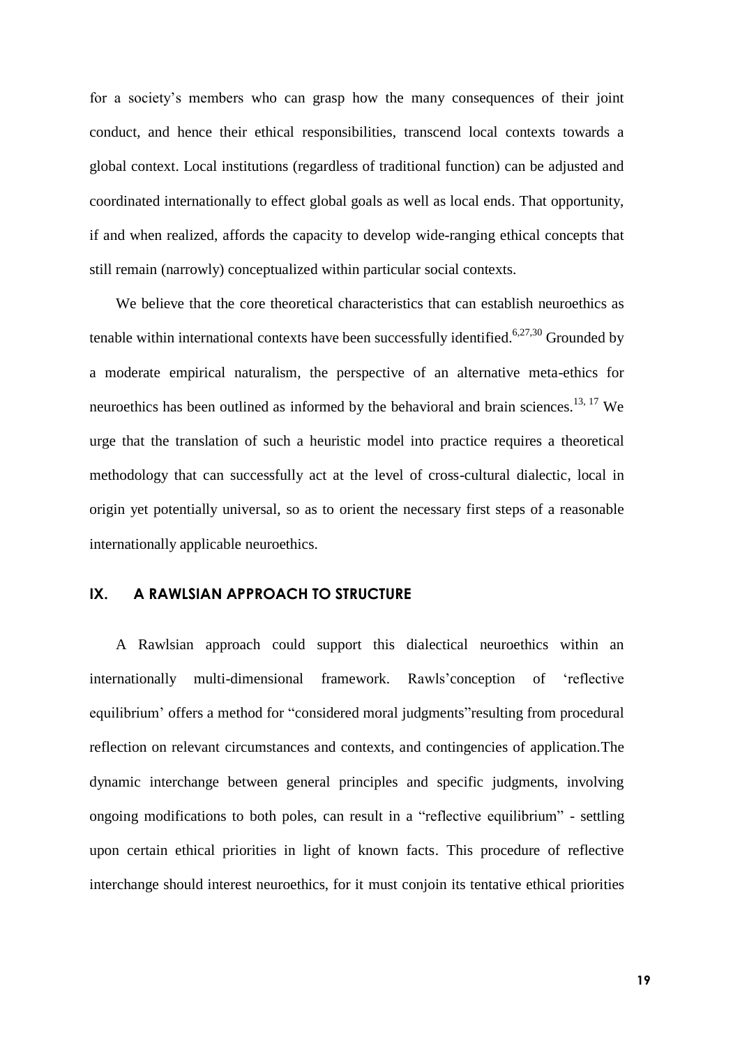for a society's members who can grasp how the many consequences of their joint conduct, and hence their ethical responsibilities, transcend local contexts towards a global context. Local institutions (regardless of traditional function) can be adjusted and coordinated internationally to effect global goals as well as local ends. That opportunity, if and when realized, affords the capacity to develop wide-ranging ethical concepts that still remain (narrowly) conceptualized within particular social contexts.

We believe that the core theoretical characteristics that can establish neuroethics as tenable within international contexts have been successfully identified.[6,27,30] Grounded by a moderate empirical naturalism, the perspective of an alternative meta-ethics for neuroethics has been outlined as informed by the behavioral and brain sciences.[13, 17] We urge that the translation of such a heuristic model into practice requires a theoretical methodology that can successfully act at the level of cross-cultural dialectic, local in origin yet potentially universal, so as to orient the necessary first steps of a reasonable internationally applicable neuroethics.

## IX. A RAWLSIAN APPROACH TO STRUCTURE

A Rawlsian approach could support this dialectical neuroethics within an internationally multi-dimensional framework. Rawls'conception of 'reflective equilibrium' offers a method for "considered moral judgments"resulting from procedural reflection on relevant circumstances and contexts, and contingencies of application.The dynamic interchange between general principles and specific judgments, involving ongoing modifications to both poles, can result in a "reflective equilibrium" - settling upon certain ethical priorities in light of known facts. This procedure of reflective interchange should interest neuroethics, for it must conjoin its tentative ethical priorities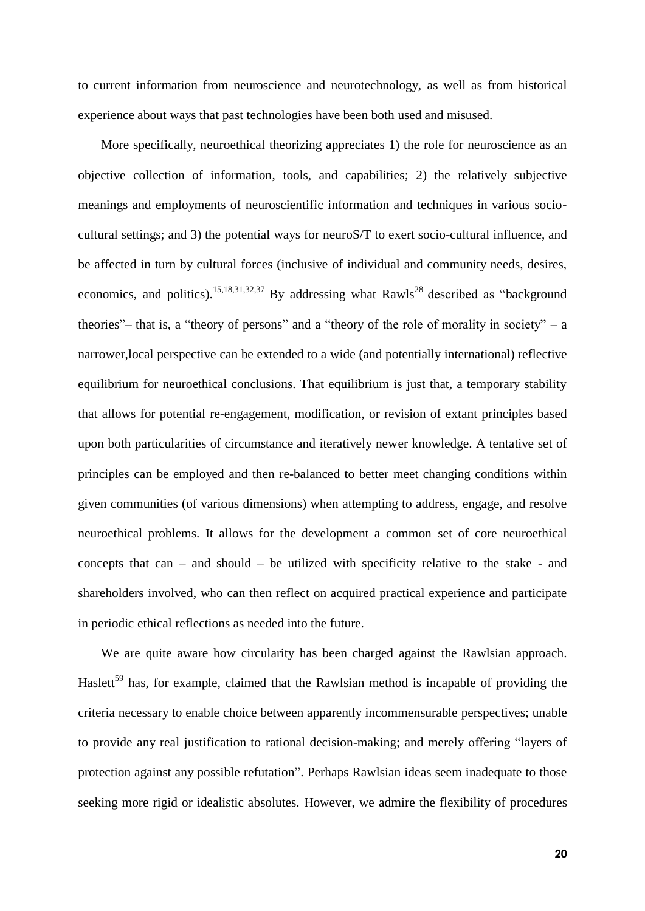to current information from neuroscience and neurotechnology, as well as from historical experience about ways that past technologies have been both used and misused.

More specifically, neuroethical theorizing appreciates 1) the role for neuroscience as an objective collection of information, tools, and capabilities; 2) the relatively subjective meanings and employments of neuroscientific information and techniques in various socio-cultural settings; and 3) the potential ways for neuroS/T to exert socio-cultural influence, and be affected in turn by cultural forces (inclusive of individual and community needs, desires, economics, and politics).[15,18,31,32,37] By addressing what Rawls[28] described as "background theories"– that is, a "theory of persons" and a "theory of the role of morality in society" – a narrower,local perspective can be extended to a wide (and potentially international) reflective equilibrium for neuroethical conclusions. That equilibrium is just that, a temporary stability that allows for potential re-engagement, modification, or revision of extant principles based upon both particularities of circumstance and iteratively newer knowledge. A tentative set of principles can be employed and then re-balanced to better meet changing conditions within given communities (of various dimensions) when attempting to address, engage, and resolve neuroethical problems. It allows for the development a common set of core neuroethical concepts that can – and should – be utilized with specificity relative to the stake - and shareholders involved, who can then reflect on acquired practical experience and participate in periodic ethical reflections as needed into the future.

We are quite aware how circularity has been charged against the Rawlsian approach. Haslett[59] has, for example, claimed that the Rawlsian method is incapable of providing the criteria necessary to enable choice between apparently incommensurable perspectives; unable to provide any real justification to rational decision-making; and merely offering "layers of protection against any possible refutation". Perhaps Rawlsian ideas seem inadequate to those seeking more rigid or idealistic absolutes. However, we admire the flexibility of procedures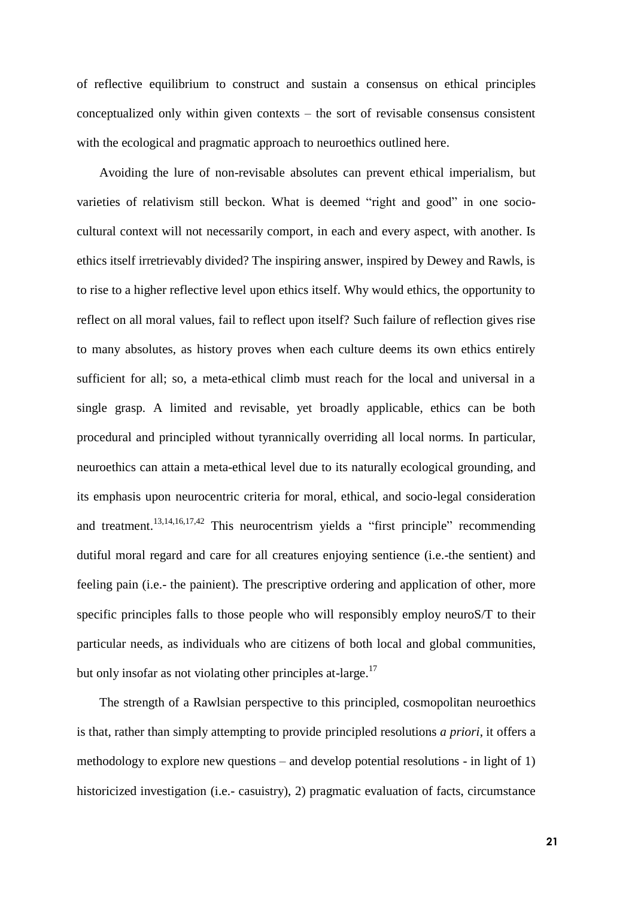of reflective equilibrium to construct and sustain a consensus on ethical principles conceptualized only within given contexts – the sort of revisable consensus consistent with the ecological and pragmatic approach to neuroethics outlined here.

Avoiding the lure of non-revisable absolutes can prevent ethical imperialism, but varieties of relativism still beckon. What is deemed "right and good" in one socio-cultural context will not necessarily comport, in each and every aspect, with another. Is ethics itself irretrievably divided? The inspiring answer, inspired by Dewey and Rawls, is to rise to a higher reflective level upon ethics itself. Why would ethics, the opportunity to reflect on all moral values, fail to reflect upon itself? Such failure of reflection gives rise to many absolutes, as history proves when each culture deems its own ethics entirely sufficient for all; so, a meta-ethical climb must reach for the local and universal in a single grasp. A limited and revisable, yet broadly applicable, ethics can be both procedural and principled without tyrannically overriding all local norms. In particular, neuroethics can attain a meta-ethical level due to its naturally ecological grounding, and its emphasis upon neurocentric criteria for moral, ethical, and socio-legal consideration and treatment.[13,14,16,17,42] This neurocentrism yields a "first principle" recommending dutiful moral regard and care for all creatures enjoying sentience (i.e.-the sentient) and feeling pain (i.e.- the painient). The prescriptive ordering and application of other, more specific principles falls to those people who will responsibly employ neuroS/T to their particular needs, as individuals who are citizens of both local and global communities, but only insofar as not violating other principles at-large.[17]

The strength of a Rawlsian perspective to this principled, cosmopolitan neuroethics is that, rather than simply attempting to provide principled resolutions *a priori*, it offers a methodology to explore new questions – and develop potential resolutions - in light of 1) historicized investigation (i.e.- casuistry), 2) pragmatic evaluation of facts, circumstance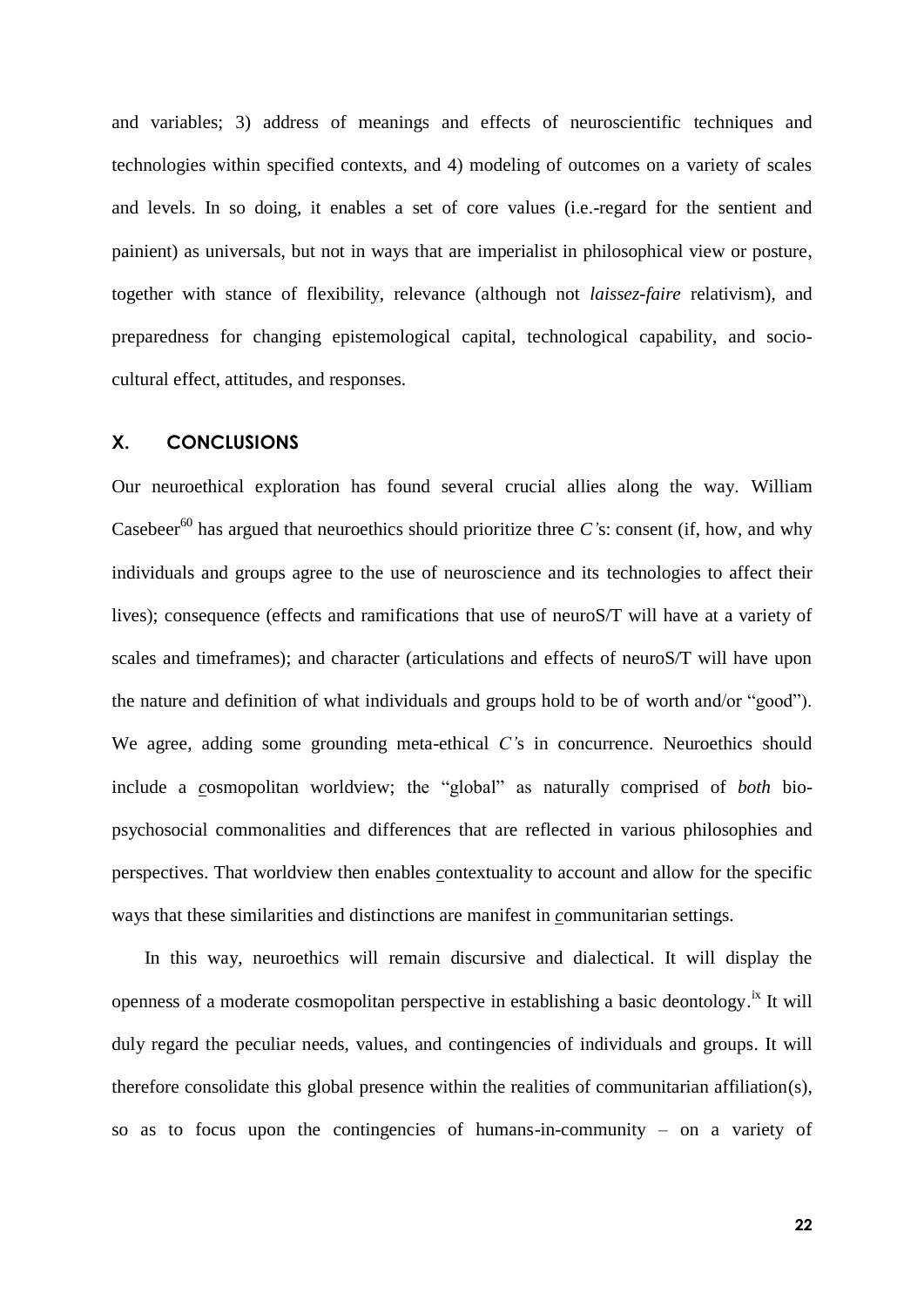and variables; 3) address of meanings and effects of neuroscientific techniques and technologies within specified contexts, and 4) modeling of outcomes on a variety of scales and levels. In so doing, it enables a set of core values (i.e.-regard for the sentient and painient) as universals, but not in ways that are imperialist in philosophical view or posture, together with stance of flexibility, relevance (although not *laissez-faire* relativism), and preparedness for changing epistemological capital, technological capability, and socio-cultural effect, attitudes, and responses.

## X. CONCLUSIONS

Our neuroethical exploration has found several crucial allies along the way. William Casebeer[60] has argued that neuroethics should prioritize three *C'*s: consent (if, how, and why individuals and groups agree to the use of neuroscience and its technologies to affect their lives); consequence (effects and ramifications that use of neuroS/T will have at a variety of scales and timeframes); and character (articulations and effects of neuroS/T will have upon the nature and definition of what individuals and groups hold to be of worth and/or "good"). We agree, adding some grounding meta-ethical *C'*s in concurrence. Neuroethics should include a *c*osmopolitan worldview; the "global" as naturally comprised of *both* bio-psychosocial commonalities and differences that are reflected in various philosophies and perspectives. That worldview then enables *c*ontextuality to account and allow for the specific ways that these similarities and distinctions are manifest in *c*ommunitarian settings.

In this way, neuroethics will remain discursive and dialectical. It will display the openness of a moderate cosmopolitan perspective in establishing a basic deontology.[ix] It will duly regard the peculiar needs, values, and contingencies of individuals and groups. It will therefore consolidate this global presence within the realities of communitarian affiliation(s), so as to focus upon the contingencies of humans-in-community – on a variety of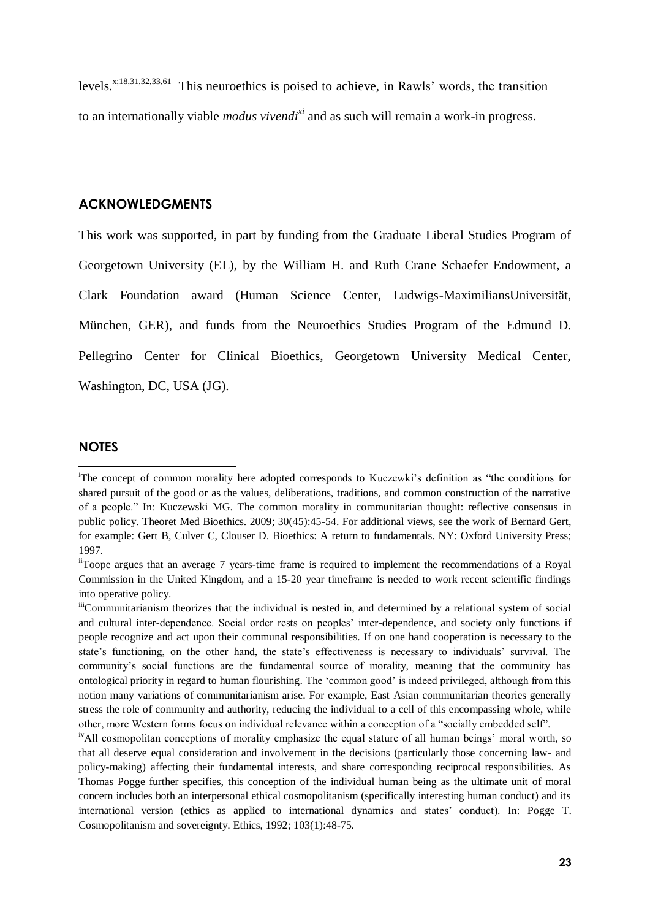levels.[x;18,31,32,33,61] This neuroethics is poised to achieve, in Rawls' words, the transition to an internationally viable *modus vivendi*[xi] and as such will remain a work-in progress.

## ACKNOWLEDGMENTS

This work was supported, in part by funding from the Graduate Liberal Studies Program of Georgetown University (EL), by the William H. and Ruth Crane Schaefer Endowment, a Clark Foundation award (Human Science Center, Ludwigs-MaximiliansUniversität, München, GER), and funds from the Neuroethics Studies Program of the Edmund D. Pellegrino Center for Clinical Bioethics, Georgetown University Medical Center, Washington, DC, USA (JG).

## NOTES

[i]The concept of common morality here adopted corresponds to Kuczewki's definition as "the conditions for shared pursuit of the good or as the values, deliberations, traditions, and common construction of the narrative of a people." In: Kuczewski MG. The common morality in communitarian thought: reflective consensus in public policy. Theoret Med Bioethics. 2009; 30(45):45-54. For additional views, see the work of Bernard Gert, for example: Gert B, Culver C, Clouser D. Bioethics: A return to fundamentals. NY: Oxford University Press; 1997.

[ii]Toope argues that an average 7 years-time frame is required to implement the recommendations of a Royal Commission in the United Kingdom, and a 15-20 year timeframe is needed to work recent scientific findings into operative policy.

[iii]Communitarianism theorizes that the individual is nested in, and determined by a relational system of social and cultural inter-dependence. Social order rests on peoples' inter-dependence, and society only functions if people recognize and act upon their communal responsibilities. If on one hand cooperation is necessary to the state's functioning, on the other hand, the state's effectiveness is necessary to individuals' survival. The community's social functions are the fundamental source of morality, meaning that the community has ontological priority in regard to human flourishing. The 'common good' is indeed privileged, although from this notion many variations of communitarianism arise. For example, East Asian communitarian theories generally stress the role of community and authority, reducing the individual to a cell of this encompassing whole, while other, more Western forms focus on individual relevance within a conception of a "socially embedded self".

[iv]All cosmopolitan conceptions of morality emphasize the equal stature of all human beings' moral worth, so that all deserve equal consideration and involvement in the decisions (particularly those concerning law- and policy-making) affecting their fundamental interests, and share corresponding reciprocal responsibilities. As Thomas Pogge further specifies, this conception of the individual human being as the ultimate unit of moral concern includes both an interpersonal ethical cosmopolitanism (specifically interesting human conduct) and its international version (ethics as applied to international dynamics and states' conduct). In: Pogge T. Cosmopolitanism and sovereignty. Ethics, 1992; 103(1):48-75.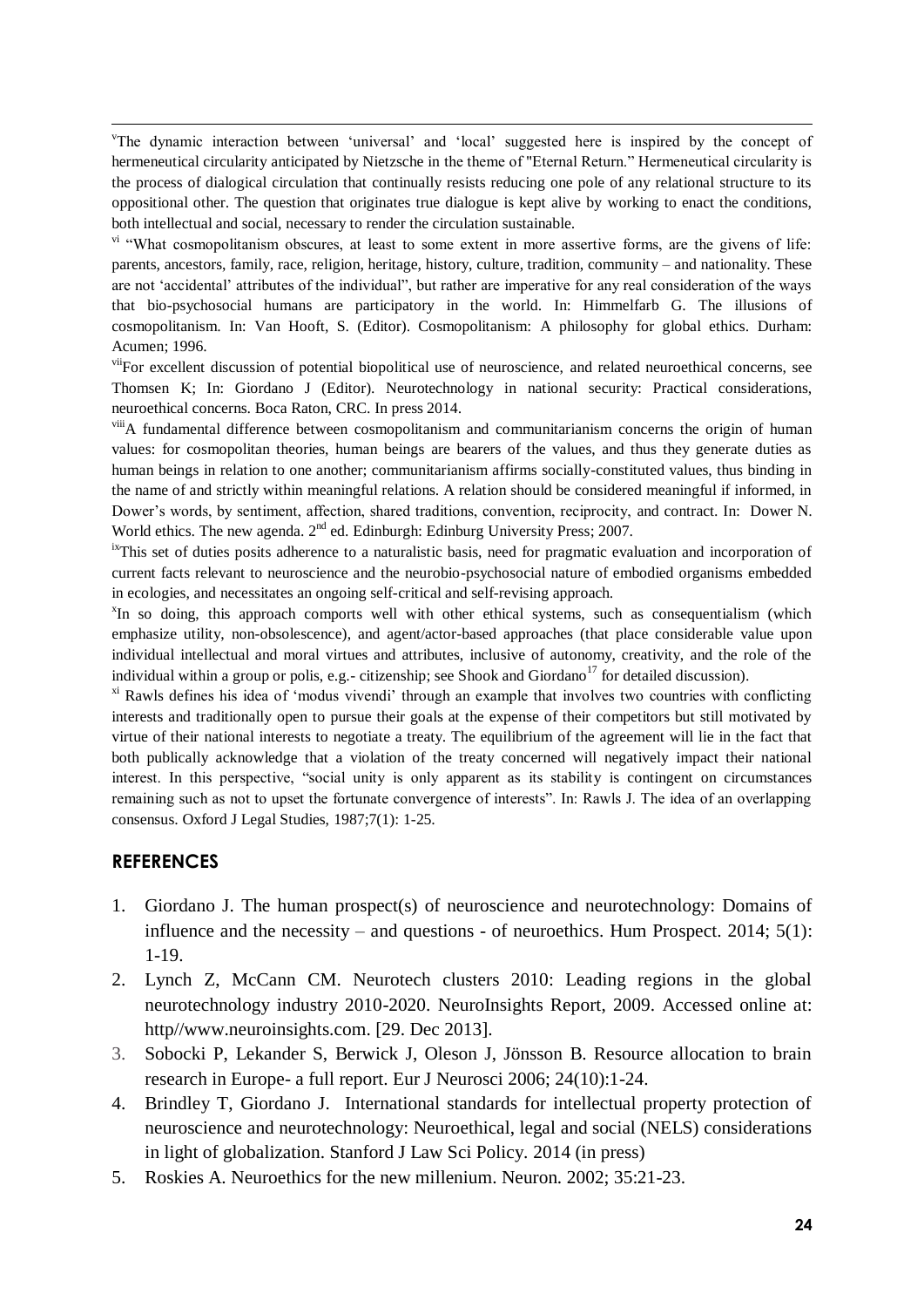[v]The dynamic interaction between 'universal' and 'local' suggested here is inspired by the concept of hermeneutical circularity anticipated by Nietzsche in the theme of "Eternal Return." Hermeneutical circularity is the process of dialogical circulation that continually resists reducing one pole of any relational structure to its oppositional other. The question that originates true dialogue is kept alive by working to enact the conditions, both intellectual and social, necessary to render the circulation sustainable.

[vi] "What cosmopolitanism obscures, at least to some extent in more assertive forms, are the givens of life: parents, ancestors, family, race, religion, heritage, history, culture, tradition, community – and nationality. These are not 'accidental' attributes of the individual", but rather are imperative for any real consideration of the ways that bio-psychosocial humans are participatory in the world. In: Himmelfarb G. The illusions of cosmopolitanism. In: Van Hooft, S. (Editor). Cosmopolitanism: A philosophy for global ethics. Durham: Acumen; 1996.

[vii]For excellent discussion of potential biopolitical use of neuroscience, and related neuroethical concerns, see Thomsen K; In: Giordano J (Editor). Neurotechnology in national security: Practical considerations, neuroethical concerns. Boca Raton, CRC. In press 2014.

[viii]A fundamental difference between cosmopolitanism and communitarianism concerns the origin of human values: for cosmopolitan theories, human beings are bearers of the values, and thus they generate duties as human beings in relation to one another; communitarianism affirms socially-constituted values, thus binding in the name of and strictly within meaningful relations. A relation should be considered meaningful if informed, in Dower's words, by sentiment, affection, shared traditions, convention, reciprocity, and contract. In: Dower N. World ethics. The new agenda. 2nd ed. Edinburgh: Edinburg University Press; 2007.

[ix]This set of duties posits adherence to a naturalistic basis, need for pragmatic evaluation and incorporation of current facts relevant to neuroscience and the neurobio-psychosocial nature of embodied organisms embedded in ecologies, and necessitates an ongoing self-critical and self-revising approach.

[x]In so doing, this approach comports well with other ethical systems, such as consequentialism (which emphasize utility, non-obsolescence), and agent/actor-based approaches (that place considerable value upon individual intellectual and moral virtues and attributes, inclusive of autonomy, creativity, and the role of the individual within a group or polis, e.g.- citizenship; see Shook and Giordano[17] for detailed discussion).

[xi] Rawls defines his idea of 'modus vivendi' through an example that involves two countries with conflicting interests and traditionally open to pursue their goals at the expense of their competitors but still motivated by virtue of their national interests to negotiate a treaty. The equilibrium of the agreement will lie in the fact that both publically acknowledge that a violation of the treaty concerned will negatively impact their national interest. In this perspective, "social unity is only apparent as its stability is contingent on circumstances remaining such as not to upset the fortunate convergence of interests". In: Rawls J. The idea of an overlapping consensus. Oxford J Legal Studies, 1987;7(1): 1-25.

## REFERENCES

1. Giordano J. The human prospect(s) of neuroscience and neurotechnology: Domains of influence and the necessity – and questions - of neuroethics. Hum Prospect. 2014; 5(1): 1-19.
2. Lynch Z, McCann CM. Neurotech clusters 2010: Leading regions in the global neurotechnology industry 2010-2020. NeuroInsights Report, 2009. Accessed online at: http//www.neuroinsights.com. [29. Dec 2013].
3. Sobocki P, Lekander S, Berwick J, Oleson J, Jönsson B. Resource allocation to brain research in Europe- a full report. Eur J Neurosci 2006; 24(10):1-24.
4. Brindley T, Giordano J. International standards for intellectual property protection of neuroscience and neurotechnology: Neuroethical, legal and social (NELS) considerations in light of globalization. Stanford J Law Sci Policy. 2014 (in press)
5. Roskies A. Neuroethics for the new millenium. Neuron. 2002; 35:21-23.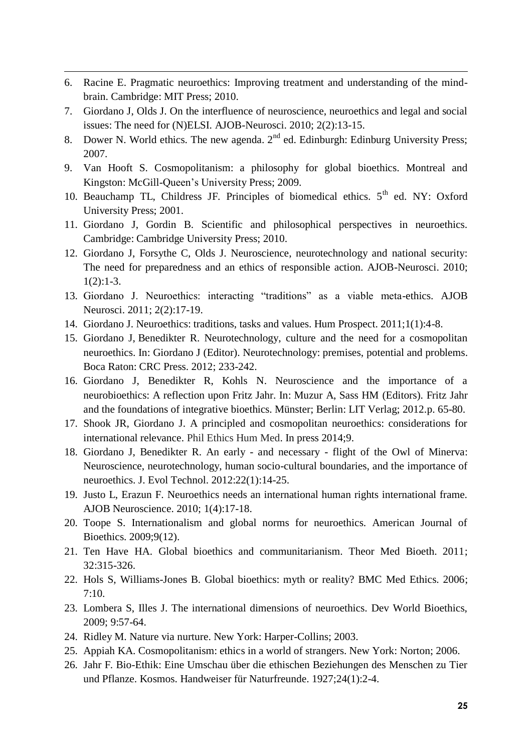6. Racine E. Pragmatic neuroethics: Improving treatment and understanding of the mind-brain. Cambridge: MIT Press; 2010.
7. Giordano J, Olds J. On the interfluence of neuroscience, neuroethics and legal and social issues: The need for (N)ELSI. AJOB-Neurosci. 2010; 2(2):13-15.
8. Dower N. World ethics. The new agenda. 2nd ed. Edinburgh: Edinburg University Press; 2007.
9. Van Hooft S. Cosmopolitanism: a philosophy for global bioethics. Montreal and Kingston: McGill-Queen's University Press; 2009.
10. Beauchamp TL, Childress JF. Principles of biomedical ethics. 5th ed. NY: Oxford University Press; 2001.
11. Giordano J, Gordin B. Scientific and philosophical perspectives in neuroethics. Cambridge: Cambridge University Press; 2010.
12. Giordano J, Forsythe C, Olds J. Neuroscience, neurotechnology and national security: The need for preparedness and an ethics of responsible action. AJOB-Neurosci. 2010; 1(2):1-3.
13. Giordano J. Neuroethics: interacting "traditions" as a viable meta-ethics. AJOB Neurosci. 2011; 2(2):17-19.
14. Giordano J. Neuroethics: traditions, tasks and values. Hum Prospect. 2011;1(1):4-8.
15. Giordano J, Benedikter R. Neurotechnology, culture and the need for a cosmopolitan neuroethics. In: Giordano J (Editor). Neurotechnology: premises, potential and problems. Boca Raton: CRC Press. 2012; 233-242.
16. Giordano J, Benedikter R, Kohls N. Neuroscience and the importance of a neurobioethics: A reflection upon Fritz Jahr. In: Muzur A, Sass HM (Editors). Fritz Jahr and the foundations of integrative bioethics. Münster; Berlin: LIT Verlag; 2012.p. 65-80.
17. Shook JR, Giordano J. A principled and cosmopolitan neuroethics: considerations for international relevance. Phil Ethics Hum Med. In press 2014;9.
18. Giordano J, Benedikter R. An early - and necessary - flight of the Owl of Minerva: Neuroscience, neurotechnology, human socio-cultural boundaries, and the importance of neuroethics. J. Evol Technol. 2012:22(1):14-25.
19. Justo L, Erazun F. Neuroethics needs an international human rights international frame. AJOB Neuroscience. 2010; 1(4):17-18.
20. Toope S. Internationalism and global norms for neuroethics. American Journal of Bioethics. 2009;9(12).
21. Ten Have HA. Global bioethics and communitarianism. Theor Med Bioeth. 2011; 32:315-326.
22. Hols S, Williams-Jones B. Global bioethics: myth or reality? BMC Med Ethics. 2006; 7:10.
23. Lombera S, Illes J. The international dimensions of neuroethics. Dev World Bioethics, 2009; 9:57-64.
24. Ridley M. Nature via nurture. New York: Harper-Collins; 2003.
25. Appiah KA. Cosmopolitanism: ethics in a world of strangers. New York: Norton; 2006.
26. Jahr F. Bio-Ethik: Eine Umschau über die ethischen Beziehungen des Menschen zu Tier und Pflanze. Kosmos. Handweiser für Naturfreunde. 1927;24(1):2-4.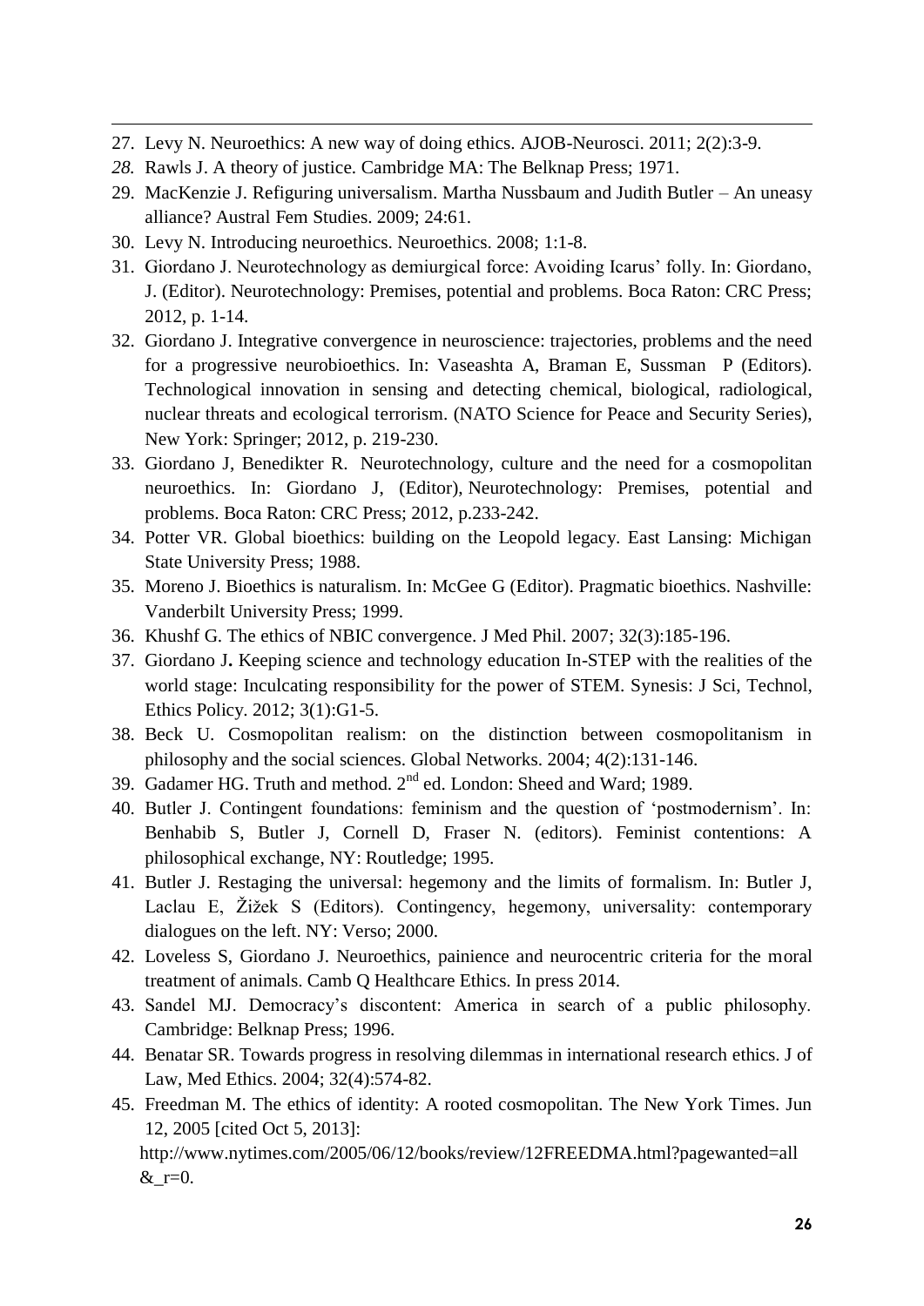27. Levy N. Neuroethics: A new way of doing ethics. AJOB-Neurosci. 2011; 2(2):3-9.
28. Rawls J. A theory of justice. Cambridge MA: The Belknap Press; 1971.
29. MacKenzie J. Refiguring universalism. Martha Nussbaum and Judith Butler – An uneasy alliance? Austral Fem Studies. 2009; 24:61.
30. Levy N. Introducing neuroethics. Neuroethics. 2008; 1:1-8.
31. Giordano J. Neurotechnology as demiurgical force: Avoiding Icarus' folly. In: Giordano, J. (Editor). Neurotechnology: Premises, potential and problems. Boca Raton: CRC Press; 2012, p. 1-14.
32. Giordano J. Integrative convergence in neuroscience: trajectories, problems and the need for a progressive neurobioethics. In: Vaseashta A, Braman E, Sussman P (Editors). Technological innovation in sensing and detecting chemical, biological, radiological, nuclear threats and ecological terrorism. (NATO Science for Peace and Security Series), New York: Springer; 2012, p. 219-230.
33. Giordano J, Benedikter R. Neurotechnology, culture and the need for a cosmopolitan neuroethics. In: Giordano J, (Editor), Neurotechnology: Premises, potential and problems. Boca Raton: CRC Press; 2012, p.233-242.
34. Potter VR. Global bioethics: building on the Leopold legacy. East Lansing: Michigan State University Press; 1988.
35. Moreno J. Bioethics is naturalism. In: McGee G (Editor). Pragmatic bioethics. Nashville: Vanderbilt University Press; 1999.
36. Khushf G. The ethics of NBIC convergence. J Med Phil. 2007; 32(3):185-196.
37. Giordano J. Keeping science and technology education In-STEP with the realities of the world stage: Inculcating responsibility for the power of STEM. Synesis: J Sci, Technol, Ethics Policy. 2012; 3(1):G1-5.
38. Beck U. Cosmopolitan realism: on the distinction between cosmopolitanism in philosophy and the social sciences. Global Networks. 2004; 4(2):131-146.
39. Gadamer HG. Truth and method. 2nd ed. London: Sheed and Ward; 1989.
40. Butler J. Contingent foundations: feminism and the question of 'postmodernism'. In: Benhabib S, Butler J, Cornell D, Fraser N. (editors). Feminist contentions: A philosophical exchange, NY: Routledge; 1995.
41. Butler J. Restaging the universal: hegemony and the limits of formalism. In: Butler J, Laclau E, Žižek S (Editors). Contingency, hegemony, universality: contemporary dialogues on the left. NY: Verso; 2000.
42. Loveless S, Giordano J. Neuroethics, painience and neurocentric criteria for the moral treatment of animals. Camb Q Healthcare Ethics. In press 2014.
43. Sandel MJ. Democracy's discontent: America in search of a public philosophy. Cambridge: Belknap Press; 1996.
44. Benatar SR. Towards progress in resolving dilemmas in international research ethics. J of Law, Med Ethics. 2004; 32(4):574-82.
45. Freedman M. The ethics of identity: A rooted cosmopolitan. The New York Times. Jun 12, 2005 [cited Oct 5, 2013]: http://www.nytimes.com/2005/06/12/books/review/12FREEDMA.html?pagewanted=all&_r=0.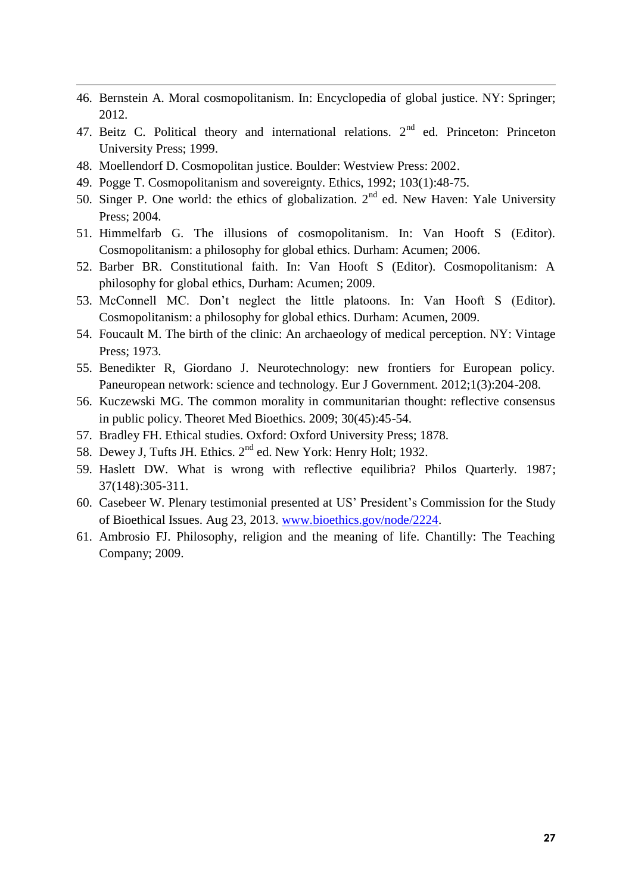46. Bernstein A. Moral cosmopolitanism. In: Encyclopedia of global justice. NY: Springer; 2012.
47. Beitz C. Political theory and international relations. 2nd ed. Princeton: Princeton University Press; 1999.
48. Moellendorf D. Cosmopolitan justice. Boulder: Westview Press: 2002.
49. Pogge T. Cosmopolitanism and sovereignty. Ethics, 1992; 103(1):48-75.
50. Singer P. One world: the ethics of globalization. 2nd ed. New Haven: Yale University Press; 2004.
51. Himmelfarb G. The illusions of cosmopolitanism. In: Van Hooft S (Editor). Cosmopolitanism: a philosophy for global ethics. Durham: Acumen; 2006.
52. Barber BR. Constitutional faith. In: Van Hooft S (Editor). Cosmopolitanism: A philosophy for global ethics, Durham: Acumen; 2009.
53. McConnell MC. Don't neglect the little platoons. In: Van Hooft S (Editor). Cosmopolitanism: a philosophy for global ethics. Durham: Acumen, 2009.
54. Foucault M. The birth of the clinic: An archaeology of medical perception. NY: Vintage Press; 1973.
55. Benedikter R, Giordano J. Neurotechnology: new frontiers for European policy. Paneuropean network: science and technology. Eur J Government. 2012;1(3):204-208.
56. Kuczewski MG. The common morality in communitarian thought: reflective consensus in public policy. Theoret Med Bioethics. 2009; 30(45):45-54.
57. Bradley FH. Ethical studies. Oxford: Oxford University Press; 1878.
58. Dewey J, Tufts JH. Ethics. 2nd ed. New York: Henry Holt; 1932.
59. Haslett DW. What is wrong with reflective equilibria? Philos Quarterly. 1987; 37(148):305-311.
60. Casebeer W. Plenary testimonial presented at US' President's Commission for the Study of Bioethical Issues. Aug 23, 2013. www.bioethics.gov/node/2224.
61. Ambrosio FJ. Philosophy, religion and the meaning of life. Chantilly: The Teaching Company; 2009.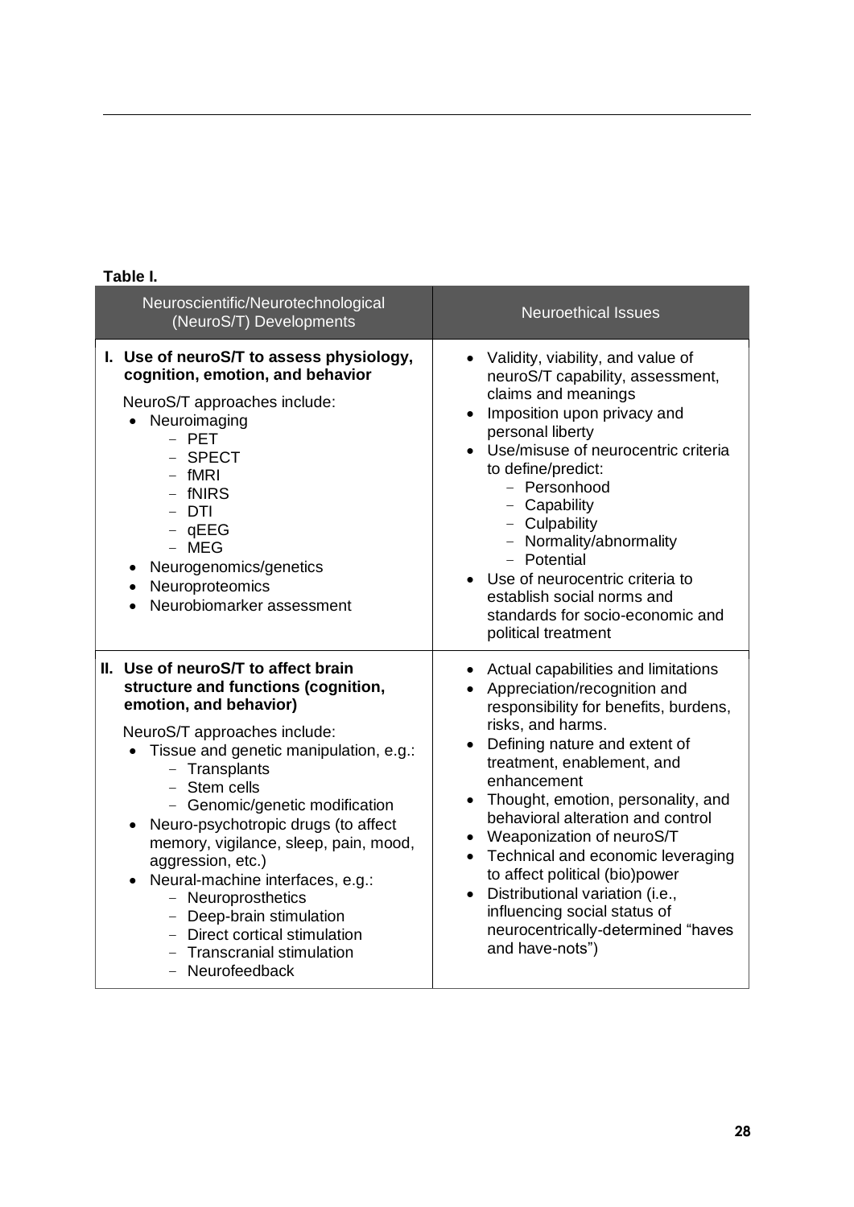**Table I.**

| Neuroscientific/Neurotechnological (NeuroS/T) Developments | Neuroethical Issues |
|---|---|
| **I. Use of neuroS/T to assess physiology, cognition, emotion, and behavior**<br><br>NeuroS/T approaches include:<br>• Neuroimaging<br>  − PET<br>  − SPECT<br>  − fMRI<br>  − fNIRS<br>  − DTI<br>  − qEEG<br>  − MEG<br>• Neurogenomics/genetics<br>• Neuroproteomics<br>• Neurobiomarker assessment | • Validity, viability, and value of neuroS/T capability, assessment, claims and meanings<br>• Imposition upon privacy and personal liberty<br>• Use/misuse of neurocentric criteria to define/predict:<br>  − Personhood<br>  − Capability<br>  − Culpability<br>  − Normality/abnormality<br>  − Potential<br>• Use of neurocentric criteria to establish social norms and standards for socio-economic and political treatment |
| **II. Use of neuroS/T to affect brain structure and functions (cognition, emotion, and behavior)**<br><br>NeuroS/T approaches include:<br>• Tissue and genetic manipulation, e.g.:<br>  − Transplants<br>  − Stem cells<br>  − Genomic/genetic modification<br>• Neuro-psychotropic drugs (to affect memory, vigilance, sleep, pain, mood, aggression, etc.)<br>• Neural-machine interfaces, e.g.:<br>  − Neuroprosthetics<br>  − Deep-brain stimulation<br>  − Direct cortical stimulation<br>  − Transcranial stimulation<br>  − Neurofeedback | • Actual capabilities and limitations<br>• Appreciation/recognition and responsibility for benefits, burdens, risks, and harms.<br>• Defining nature and extent of treatment, enablement, and enhancement<br>• Thought, emotion, personality, and behavioral alteration and control<br>• Weaponization of neuroS/T<br>• Technical and economic leveraging to affect political (bio)power<br>• Distributional variation (i.e., influencing social status of neurocentrically-determined "haves and have-nots") |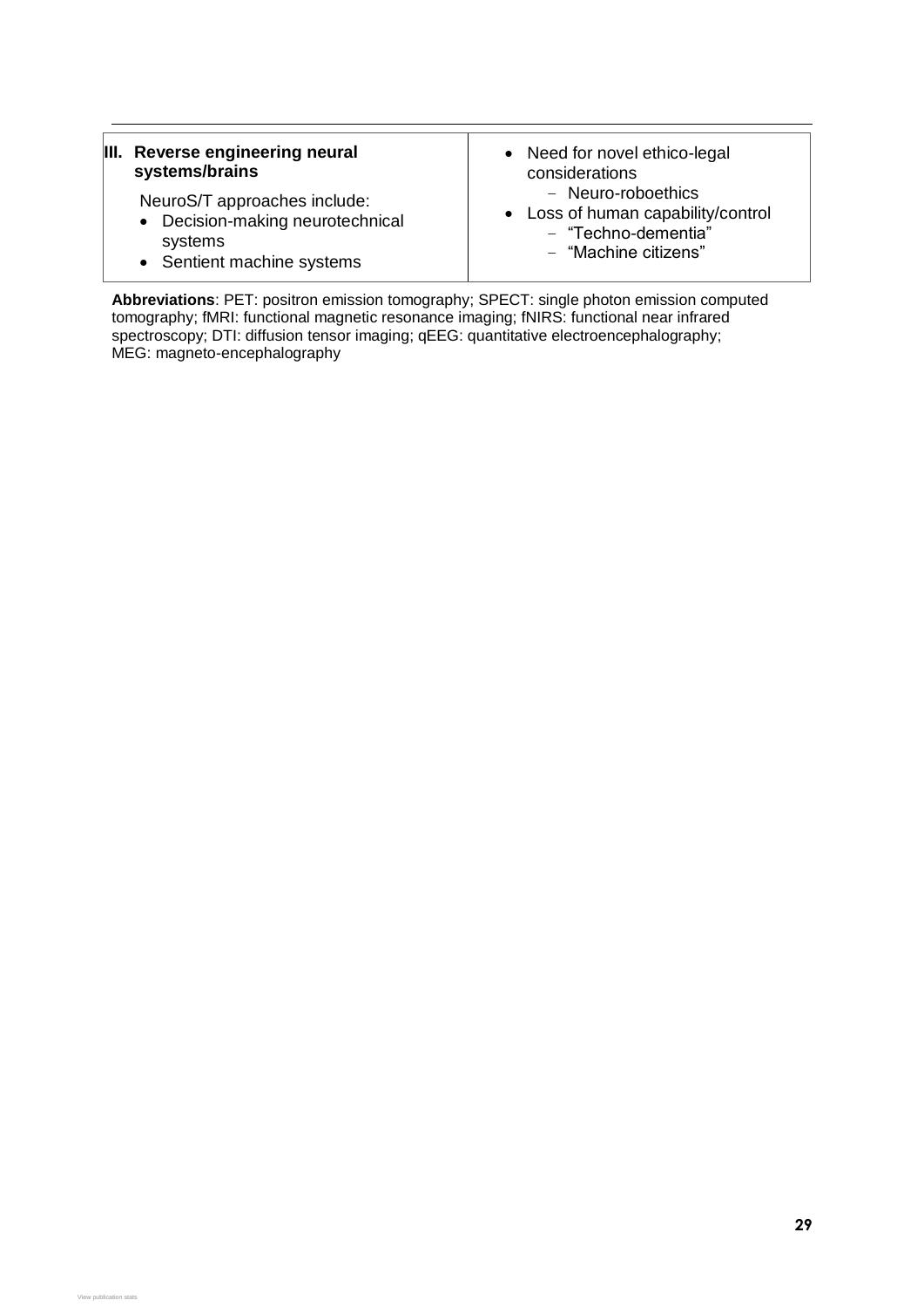| | |
|---|---|
| **III. Reverse engineering neural systems/brains**<br><br>NeuroS/T approaches include:<br>• Decision-making neurotechnical systems<br>• Sentient machine systems | • Need for novel ethico-legal considerations<br>  – Neuro-roboethics<br>• Loss of human capability/control<br>  – "Techno-dementia"<br>  – "Machine citizens" |

**Abbreviations**: PET: positron emission tomography; SPECT: single photon emission computed tomography; fMRI: functional magnetic resonance imaging; fNIRS: functional near infrared spectroscopy; DTI: diffusion tensor imaging; qEEG: quantitative electroencephalography; MEG: magneto-encephalography